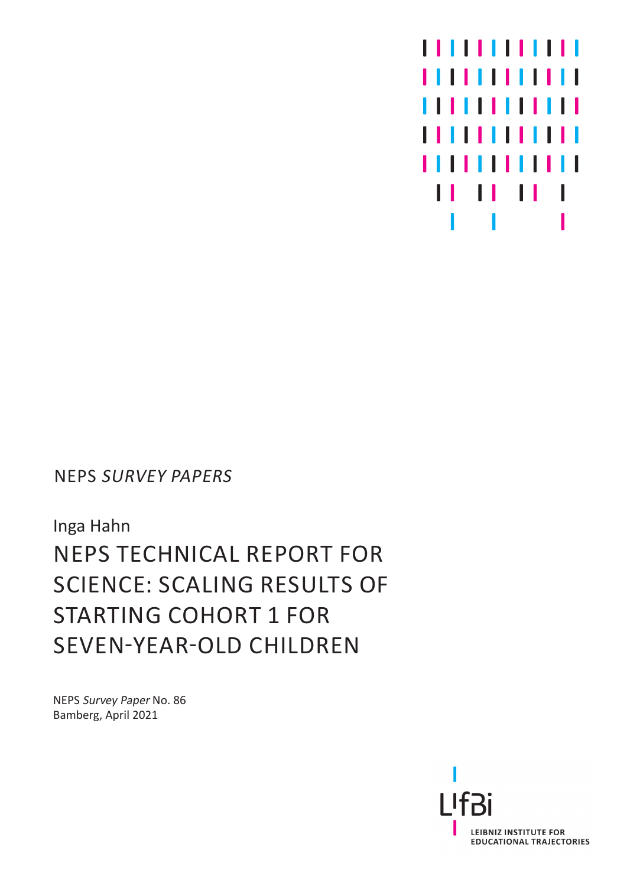NEPS *SURVEY PAPERS*

Inga Hahn

# NEPS TECHNICAL REPORT FOR SCIENCE: SCALING RESULTS OF STARTING COHORT 1 FOR SEVEN-YEAR-OLD CHILDREN

NEPS *Survey Paper* No. 86
Bamberg, April 2021

LIfBi
LEIBNIZ INSTITUTE FOR EDUCATIONAL TRAJECTORIES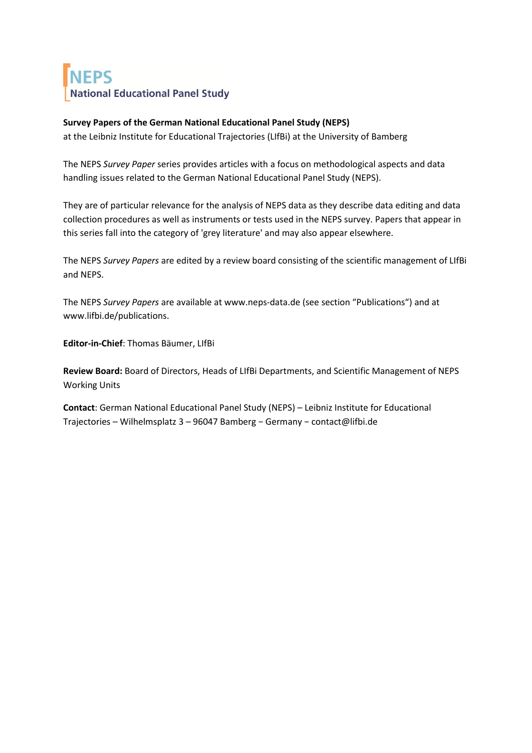# NEPS
## National Educational Panel Study

**Survey Papers of the German National Educational Panel Study (NEPS)**
at the Leibniz Institute for Educational Trajectories (LIfBi) at the University of Bamberg

The NEPS *Survey Paper* series provides articles with a focus on methodological aspects and data handling issues related to the German National Educational Panel Study (NEPS).

They are of particular relevance for the analysis of NEPS data as they describe data editing and data collection procedures as well as instruments or tests used in the NEPS survey. Papers that appear in this series fall into the category of 'grey literature' and may also appear elsewhere.

The NEPS *Survey Papers* are edited by a review board consisting of the scientific management of LIfBi and NEPS.

The NEPS *Survey Papers* are available at www.neps-data.de (see section "Publications") and at www.lifbi.de/publications.

**Editor-in-Chief**: Thomas Bäumer, LIfBi

**Review Board:** Board of Directors, Heads of LIfBi Departments, and Scientific Management of NEPS Working Units

**Contact**: German National Educational Panel Study (NEPS) – Leibniz Institute for Educational Trajectories – Wilhelmsplatz 3 – 96047 Bamberg − Germany − contact@lifbi.de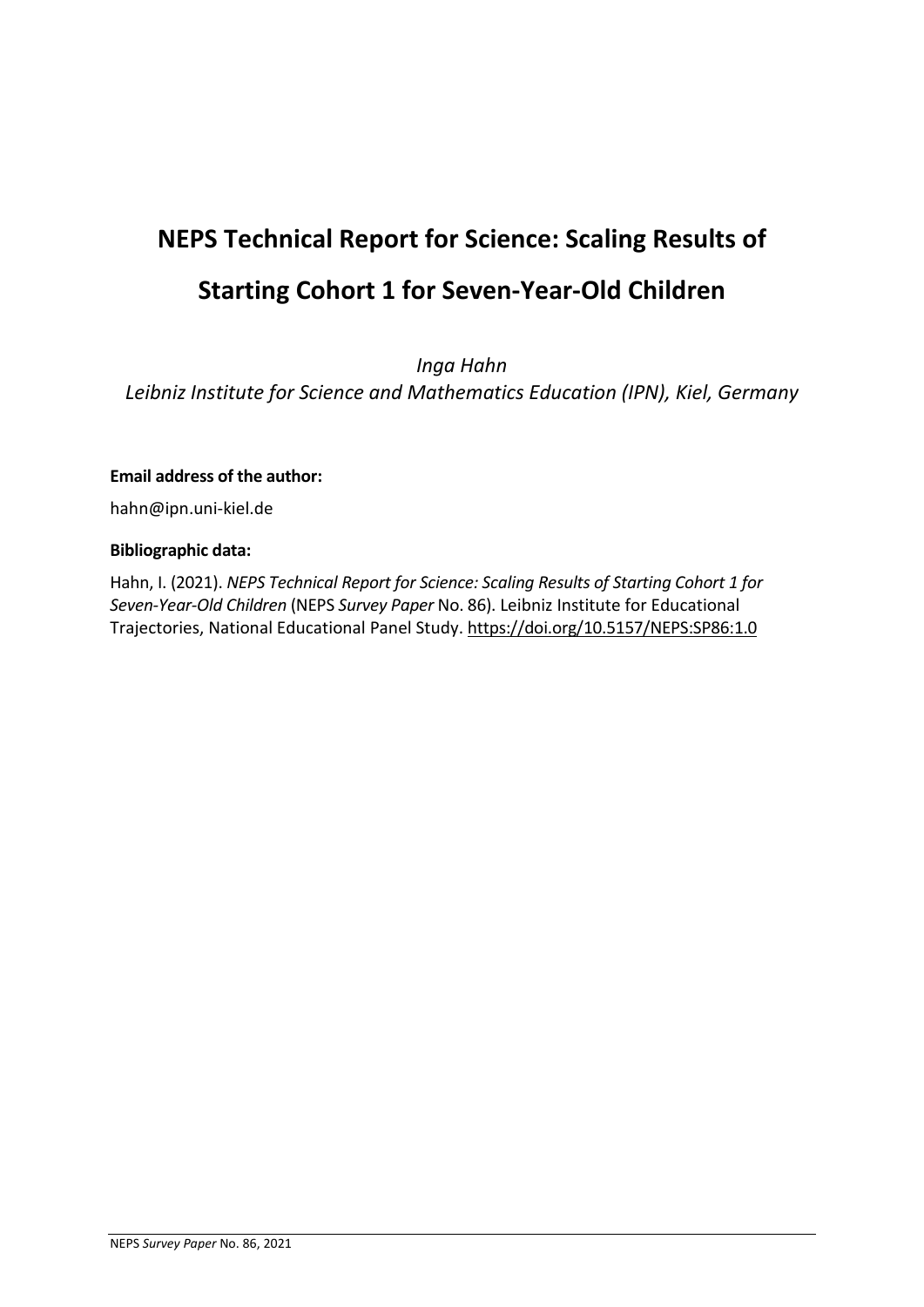# NEPS Technical Report for Science: Scaling Results of Starting Cohort 1 for Seven-Year-Old Children

*Inga Hahn*

*Leibniz Institute for Science and Mathematics Education (IPN), Kiel, Germany*

**Email address of the author:**

hahn@ipn.uni-kiel.de

**Bibliographic data:**

Hahn, I. (2021). *NEPS Technical Report for Science: Scaling Results of Starting Cohort 1 for Seven-Year-Old Children* (NEPS *Survey Paper* No. 86). Leibniz Institute for Educational Trajectories, National Educational Panel Study. https://doi.org/10.5157/NEPS:SP86:1.0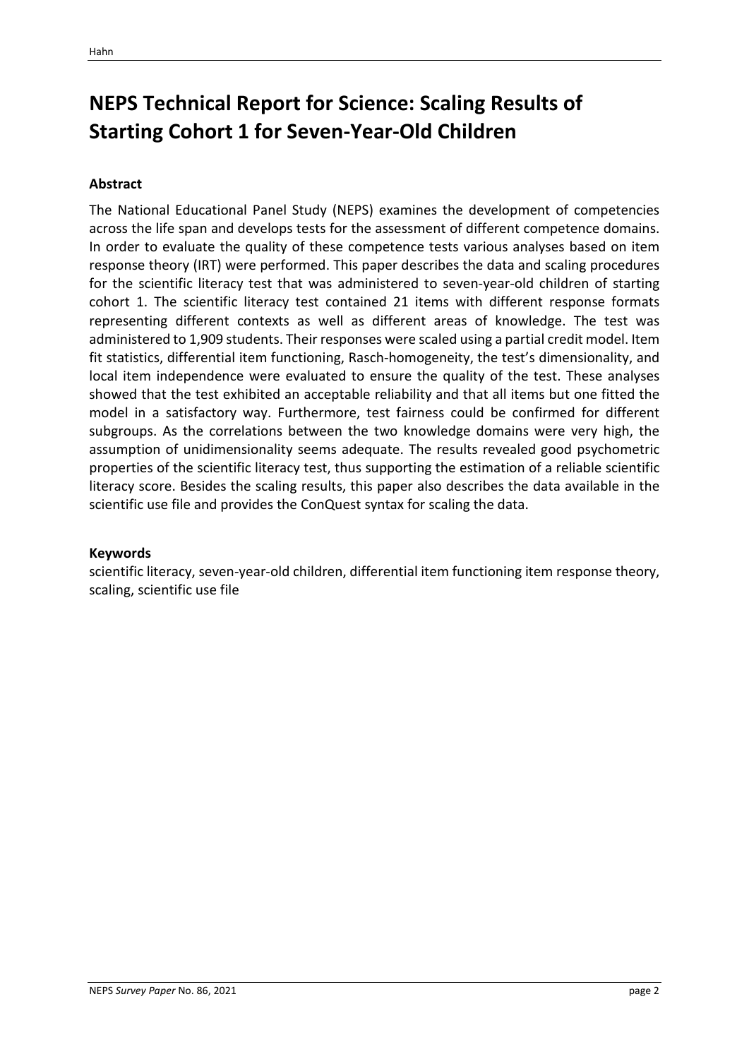# NEPS Technical Report for Science: Scaling Results of Starting Cohort 1 for Seven-Year-Old Children

**Abstract**

The National Educational Panel Study (NEPS) examines the development of competencies across the life span and develops tests for the assessment of different competence domains. In order to evaluate the quality of these competence tests various analyses based on item response theory (IRT) were performed. This paper describes the data and scaling procedures for the scientific literacy test that was administered to seven-year-old children of starting cohort 1. The scientific literacy test contained 21 items with different response formats representing different contexts as well as different areas of knowledge. The test was administered to 1,909 students. Their responses were scaled using a partial credit model. Item fit statistics, differential item functioning, Rasch-homogeneity, the test's dimensionality, and local item independence were evaluated to ensure the quality of the test. These analyses showed that the test exhibited an acceptable reliability and that all items but one fitted the model in a satisfactory way. Furthermore, test fairness could be confirmed for different subgroups. As the correlations between the two knowledge domains were very high, the assumption of unidimensionality seems adequate. The results revealed good psychometric properties of the scientific literacy test, thus supporting the estimation of a reliable scientific literacy score. Besides the scaling results, this paper also describes the data available in the scientific use file and provides the ConQuest syntax for scaling the data.

**Keywords**

scientific literacy, seven-year-old children, differential item functioning item response theory, scaling, scientific use file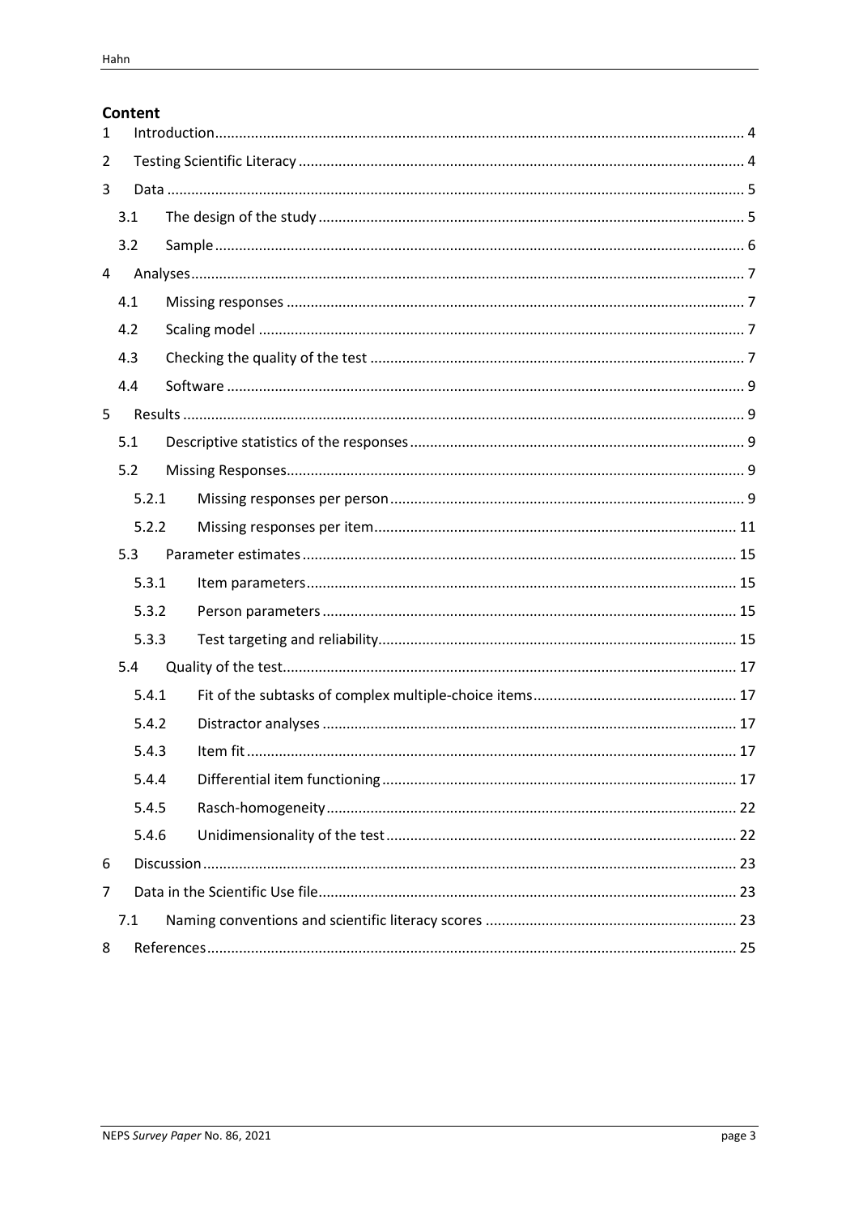## Content

| | | |
|---|---|---|
| 1 | Introduction | 4 |
| 2 | Testing Scientific Literacy | 4 |
| 3 | Data | 5 |
| 3.1 | The design of the study | 5 |
| 3.2 | Sample | 6 |
| 4 | Analyses | 7 |
| 4.1 | Missing responses | 7 |
| 4.2 | Scaling model | 7 |
| 4.3 | Checking the quality of the test | 7 |
| 4.4 | Software | 9 |
| 5 | Results | 9 |
| 5.1 | Descriptive statistics of the responses | 9 |
| 5.2 | Missing Responses | 9 |
| 5.2.1 | Missing responses per person | 9 |
| 5.2.2 | Missing responses per item | 11 |
| 5.3 | Parameter estimates | 15 |
| 5.3.1 | Item parameters | 15 |
| 5.3.2 | Person parameters | 15 |
| 5.3.3 | Test targeting and reliability | 15 |
| 5.4 | Quality of the test | 17 |
| 5.4.1 | Fit of the subtasks of complex multiple-choice items | 17 |
| 5.4.2 | Distractor analyses | 17 |
| 5.4.3 | Item fit | 17 |
| 5.4.4 | Differential item functioning | 17 |
| 5.4.5 | Rasch-homogeneity | 22 |
| 5.4.6 | Unidimensionality of the test | 22 |
| 6 | Discussion | 23 |
| 7 | Data in the Scientific Use file | 23 |
| 7.1 | Naming conventions and scientific literacy scores | 23 |
| 8 | References | 25 |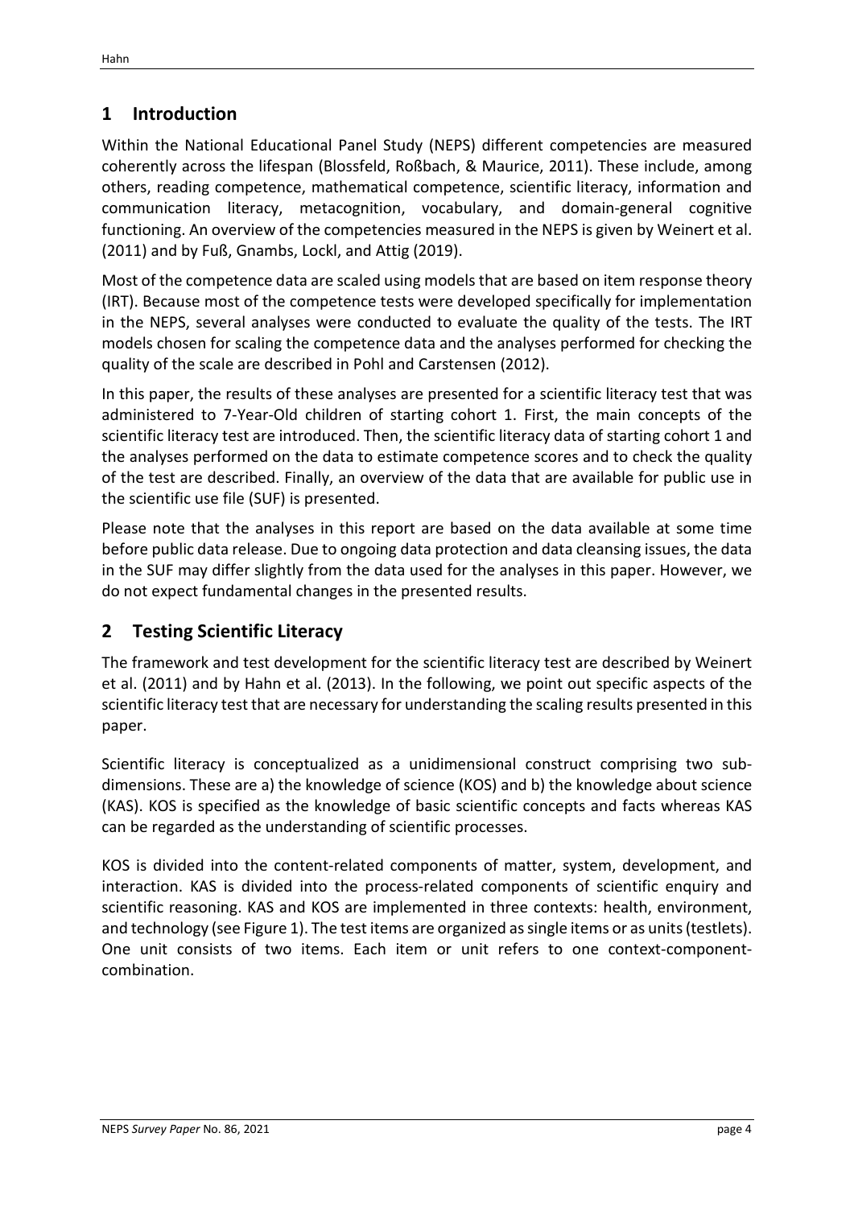# 1 Introduction

Within the National Educational Panel Study (NEPS) different competencies are measured coherently across the lifespan (Blossfeld, Roßbach, & Maurice, 2011). These include, among others, reading competence, mathematical competence, scientific literacy, information and communication literacy, metacognition, vocabulary, and domain-general cognitive functioning. An overview of the competencies measured in the NEPS is given by Weinert et al. (2011) and by Fuß, Gnambs, Lockl, and Attig (2019).

Most of the competence data are scaled using models that are based on item response theory (IRT). Because most of the competence tests were developed specifically for implementation in the NEPS, several analyses were conducted to evaluate the quality of the tests. The IRT models chosen for scaling the competence data and the analyses performed for checking the quality of the scale are described in Pohl and Carstensen (2012).

In this paper, the results of these analyses are presented for a scientific literacy test that was administered to 7-Year-Old children of starting cohort 1. First, the main concepts of the scientific literacy test are introduced. Then, the scientific literacy data of starting cohort 1 and the analyses performed on the data to estimate competence scores and to check the quality of the test are described. Finally, an overview of the data that are available for public use in the scientific use file (SUF) is presented.

Please note that the analyses in this report are based on the data available at some time before public data release. Due to ongoing data protection and data cleansing issues, the data in the SUF may differ slightly from the data used for the analyses in this paper. However, we do not expect fundamental changes in the presented results.

# 2 Testing Scientific Literacy

The framework and test development for the scientific literacy test are described by Weinert et al. (2011) and by Hahn et al. (2013). In the following, we point out specific aspects of the scientific literacy test that are necessary for understanding the scaling results presented in this paper.

Scientific literacy is conceptualized as a unidimensional construct comprising two sub-dimensions. These are a) the knowledge of science (KOS) and b) the knowledge about science (KAS). KOS is specified as the knowledge of basic scientific concepts and facts whereas KAS can be regarded as the understanding of scientific processes.

KOS is divided into the content-related components of matter, system, development, and interaction. KAS is divided into the process-related components of scientific enquiry and scientific reasoning. KAS and KOS are implemented in three contexts: health, environment, and technology (see Figure 1). The test items are organized as single items or as units (testlets). One unit consists of two items. Each item or unit refers to one context-component-combination.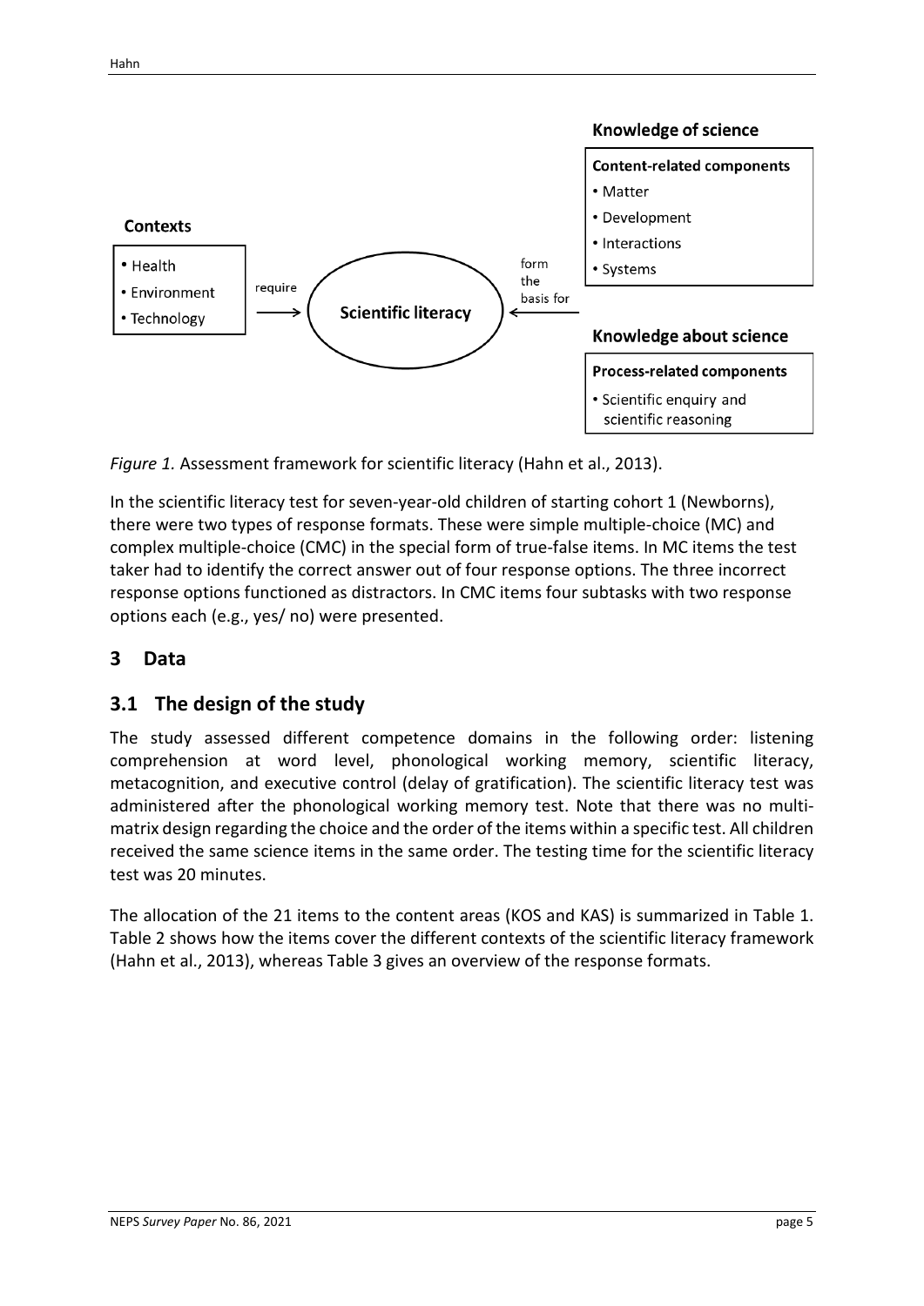**Knowledge of science**

**Content-related components**
- Matter
- Development
- Interactions
- Systems

**Contexts**
- Health
- Environment
- Technology

require → **Scientific literacy** ← form the basis for

**Knowledge about science**

**Process-related components**
- Scientific enquiry and scientific reasoning

*Figure 1.* Assessment framework for scientific literacy (Hahn et al., 2013).

In the scientific literacy test for seven-year-old children of starting cohort 1 (Newborns), there were two types of response formats. These were simple multiple-choice (MC) and complex multiple-choice (CMC) in the special form of true-false items. In MC items the test taker had to identify the correct answer out of four response options. The three incorrect response options functioned as distractors. In CMC items four subtasks with two response options each (e.g., yes/ no) were presented.

# 3 Data

## 3.1 The design of the study

The study assessed different competence domains in the following order: listening comprehension at word level, phonological working memory, scientific literacy, metacognition, and executive control (delay of gratification). The scientific literacy test was administered after the phonological working memory test. Note that there was no multi-matrix design regarding the choice and the order of the items within a specific test. All children received the same science items in the same order. The testing time for the scientific literacy test was 20 minutes.

The allocation of the 21 items to the content areas (KOS and KAS) is summarized in Table 1. Table 2 shows how the items cover the different contexts of the scientific literacy framework (Hahn et al., 2013), whereas Table 3 gives an overview of the response formats.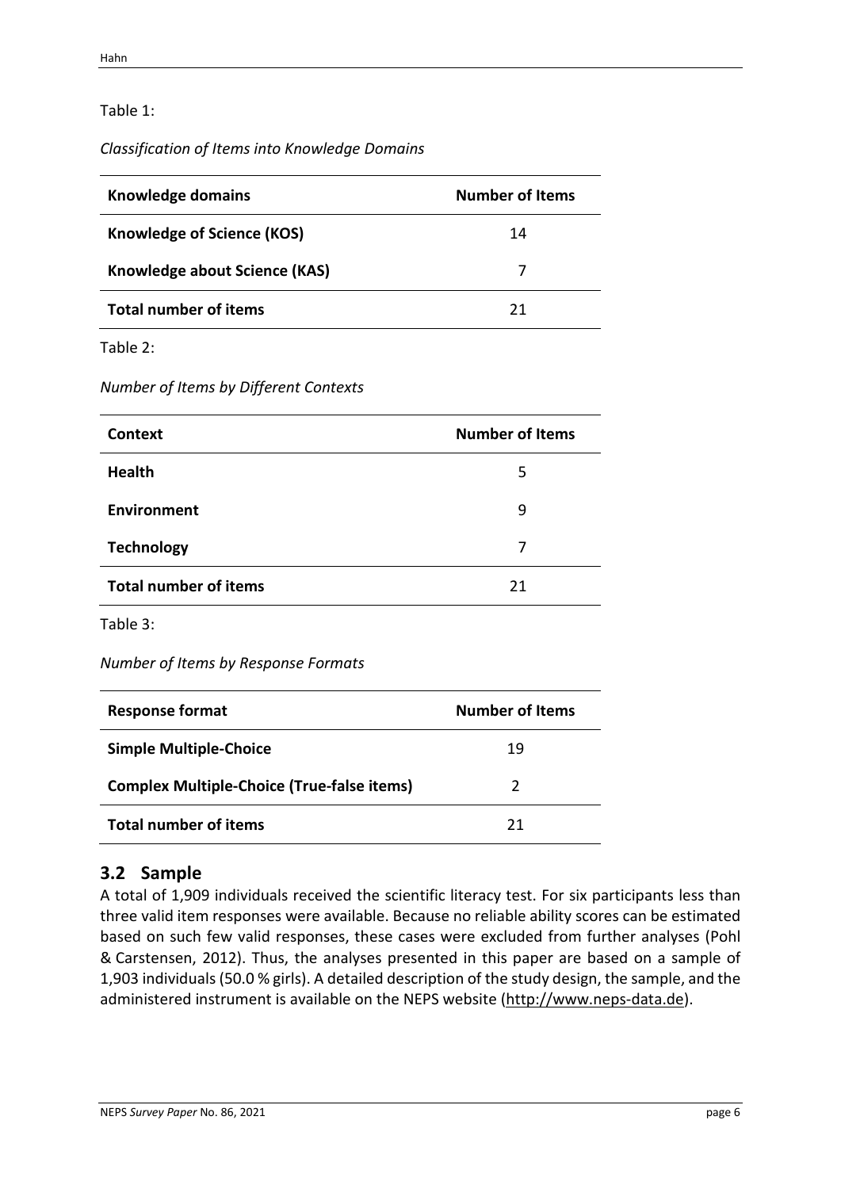Table 1:

*Classification of Items into Knowledge Domains*

| Knowledge domains | Number of Items |
|---|---|
| **Knowledge of Science (KOS)** | 14 |
| **Knowledge about Science (KAS)** | 7 |
| **Total number of items** | 21 |

Table 2:

*Number of Items by Different Contexts*

| Context | Number of Items |
|---|---|
| **Health** | 5 |
| **Environment** | 9 |
| **Technology** | 7 |
| **Total number of items** | 21 |

Table 3:

*Number of Items by Response Formats*

| Response format | Number of Items |
|---|---|
| **Simple Multiple-Choice** | 19 |
| **Complex Multiple-Choice (True-false items)** | 2 |
| **Total number of items** | 21 |

## 3.2 Sample

A total of 1,909 individuals received the scientific literacy test. For six participants less than three valid item responses were available. Because no reliable ability scores can be estimated based on such few valid responses, these cases were excluded from further analyses (Pohl & Carstensen, 2012). Thus, the analyses presented in this paper are based on a sample of 1,903 individuals (50.0 % girls). A detailed description of the study design, the sample, and the administered instrument is available on the NEPS website (http://www.neps-data.de).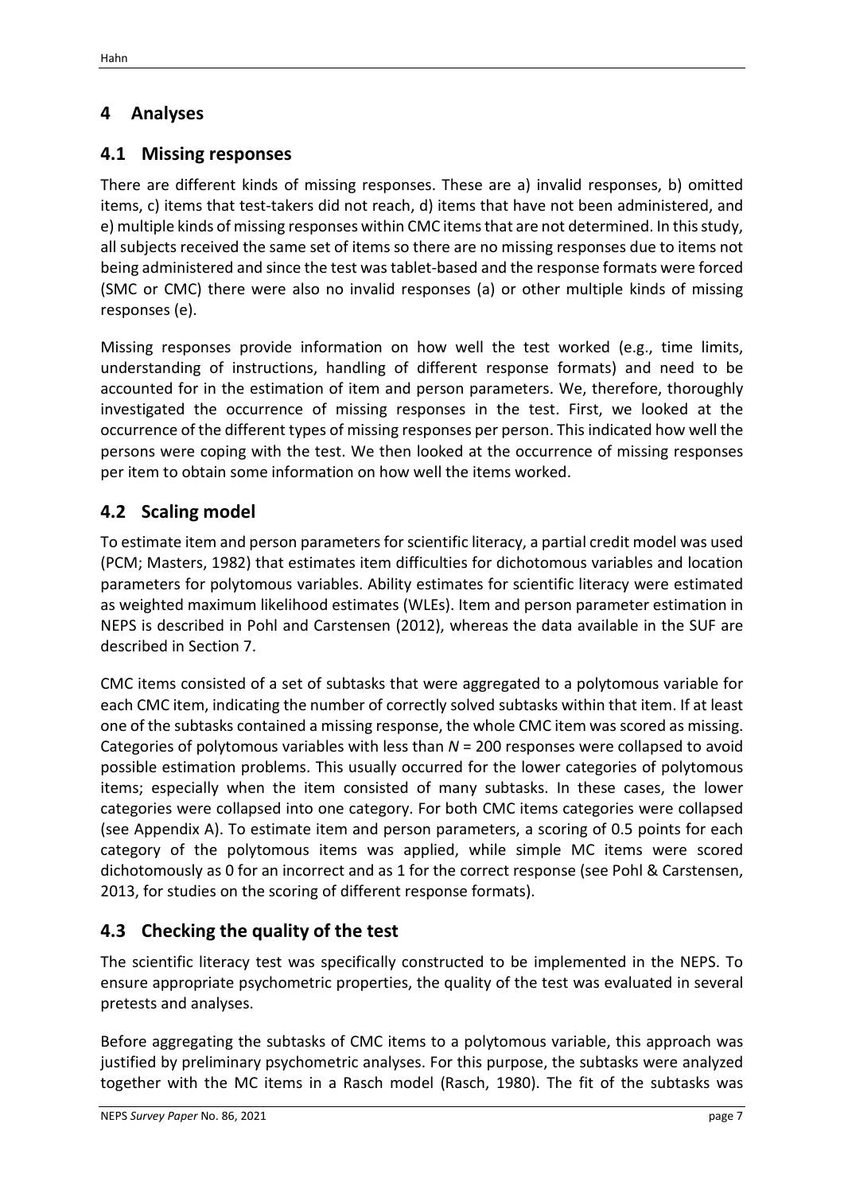# 4 Analyses

## 4.1 Missing responses

There are different kinds of missing responses. These are a) invalid responses, b) omitted items, c) items that test-takers did not reach, d) items that have not been administered, and e) multiple kinds of missing responses within CMC items that are not determined. In this study, all subjects received the same set of items so there are no missing responses due to items not being administered and since the test was tablet-based and the response formats were forced (SMC or CMC) there were also no invalid responses (a) or other multiple kinds of missing responses (e).

Missing responses provide information on how well the test worked (e.g., time limits, understanding of instructions, handling of different response formats) and need to be accounted for in the estimation of item and person parameters. We, therefore, thoroughly investigated the occurrence of missing responses in the test. First, we looked at the occurrence of the different types of missing responses per person. This indicated how well the persons were coping with the test. We then looked at the occurrence of missing responses per item to obtain some information on how well the items worked.

## 4.2 Scaling model

To estimate item and person parameters for scientific literacy, a partial credit model was used (PCM; Masters, 1982) that estimates item difficulties for dichotomous variables and location parameters for polytomous variables. Ability estimates for scientific literacy were estimated as weighted maximum likelihood estimates (WLEs). Item and person parameter estimation in NEPS is described in Pohl and Carstensen (2012), whereas the data available in the SUF are described in Section 7.

CMC items consisted of a set of subtasks that were aggregated to a polytomous variable for each CMC item, indicating the number of correctly solved subtasks within that item. If at least one of the subtasks contained a missing response, the whole CMC item was scored as missing. Categories of polytomous variables with less than $N$ = 200 responses were collapsed to avoid possible estimation problems. This usually occurred for the lower categories of polytomous items; especially when the item consisted of many subtasks. In these cases, the lower categories were collapsed into one category. For both CMC items categories were collapsed (see Appendix A). To estimate item and person parameters, a scoring of 0.5 points for each category of the polytomous items was applied, while simple MC items were scored dichotomously as 0 for an incorrect and as 1 for the correct response (see Pohl & Carstensen, 2013, for studies on the scoring of different response formats).

## 4.3 Checking the quality of the test

The scientific literacy test was specifically constructed to be implemented in the NEPS. To ensure appropriate psychometric properties, the quality of the test was evaluated in several pretests and analyses.

Before aggregating the subtasks of CMC items to a polytomous variable, this approach was justified by preliminary psychometric analyses. For this purpose, the subtasks were analyzed together with the MC items in a Rasch model (Rasch, 1980). The fit of the subtasks was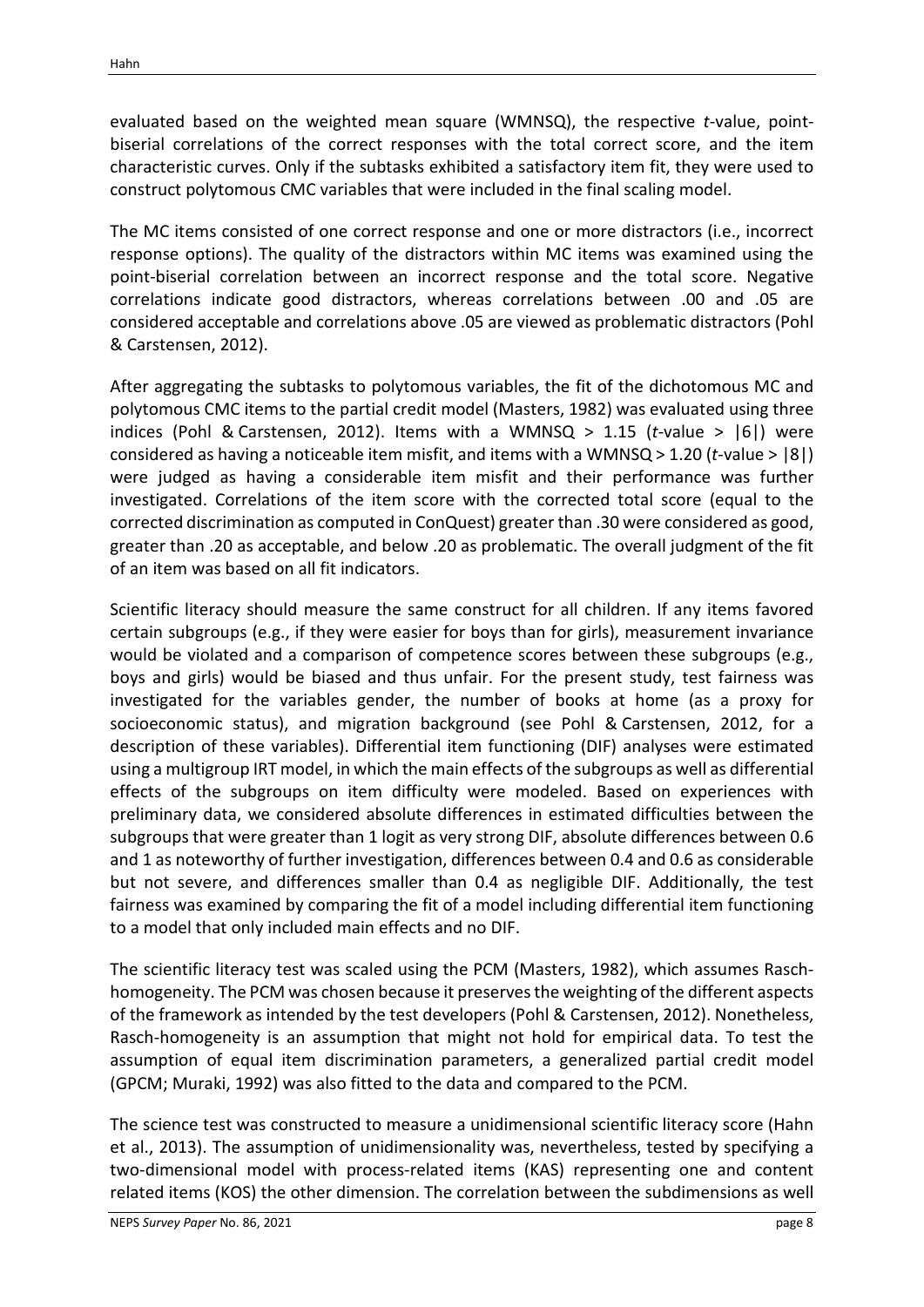evaluated based on the weighted mean square (WMNSQ), the respective *t*-value, point-biserial correlations of the correct responses with the total correct score, and the item characteristic curves. Only if the subtasks exhibited a satisfactory item fit, they were used to construct polytomous CMC variables that were included in the final scaling model.

The MC items consisted of one correct response and one or more distractors (i.e., incorrect response options). The quality of the distractors within MC items was examined using the point-biserial correlation between an incorrect response and the total score. Negative correlations indicate good distractors, whereas correlations between .00 and .05 are considered acceptable and correlations above .05 are viewed as problematic distractors (Pohl & Carstensen, 2012).

After aggregating the subtasks to polytomous variables, the fit of the dichotomous MC and polytomous CMC items to the partial credit model (Masters, 1982) was evaluated using three indices (Pohl & Carstensen, 2012). Items with a WMNSQ > 1.15 (*t*-value > |6|) were considered as having a noticeable item misfit, and items with a WMNSQ > 1.20 (*t*-value > |8|) were judged as having a considerable item misfit and their performance was further investigated. Correlations of the item score with the corrected total score (equal to the corrected discrimination as computed in ConQuest) greater than .30 were considered as good, greater than .20 as acceptable, and below .20 as problematic. The overall judgment of the fit of an item was based on all fit indicators.

Scientific literacy should measure the same construct for all children. If any items favored certain subgroups (e.g., if they were easier for boys than for girls), measurement invariance would be violated and a comparison of competence scores between these subgroups (e.g., boys and girls) would be biased and thus unfair. For the present study, test fairness was investigated for the variables gender, the number of books at home (as a proxy for socioeconomic status), and migration background (see Pohl & Carstensen, 2012, for a description of these variables). Differential item functioning (DIF) analyses were estimated using a multigroup IRT model, in which the main effects of the subgroups as well as differential effects of the subgroups on item difficulty were modeled. Based on experiences with preliminary data, we considered absolute differences in estimated difficulties between the subgroups that were greater than 1 logit as very strong DIF, absolute differences between 0.6 and 1 as noteworthy of further investigation, differences between 0.4 and 0.6 as considerable but not severe, and differences smaller than 0.4 as negligible DIF. Additionally, the test fairness was examined by comparing the fit of a model including differential item functioning to a model that only included main effects and no DIF.

The scientific literacy test was scaled using the PCM (Masters, 1982), which assumes Rasch-homogeneity. The PCM was chosen because it preserves the weighting of the different aspects of the framework as intended by the test developers (Pohl & Carstensen, 2012). Nonetheless, Rasch-homogeneity is an assumption that might not hold for empirical data. To test the assumption of equal item discrimination parameters, a generalized partial credit model (GPCM; Muraki, 1992) was also fitted to the data and compared to the PCM.

The science test was constructed to measure a unidimensional scientific literacy score (Hahn et al., 2013). The assumption of unidimensionality was, nevertheless, tested by specifying a two-dimensional model with process-related items (KAS) representing one and content related items (KOS) the other dimension. The correlation between the subdimensions as well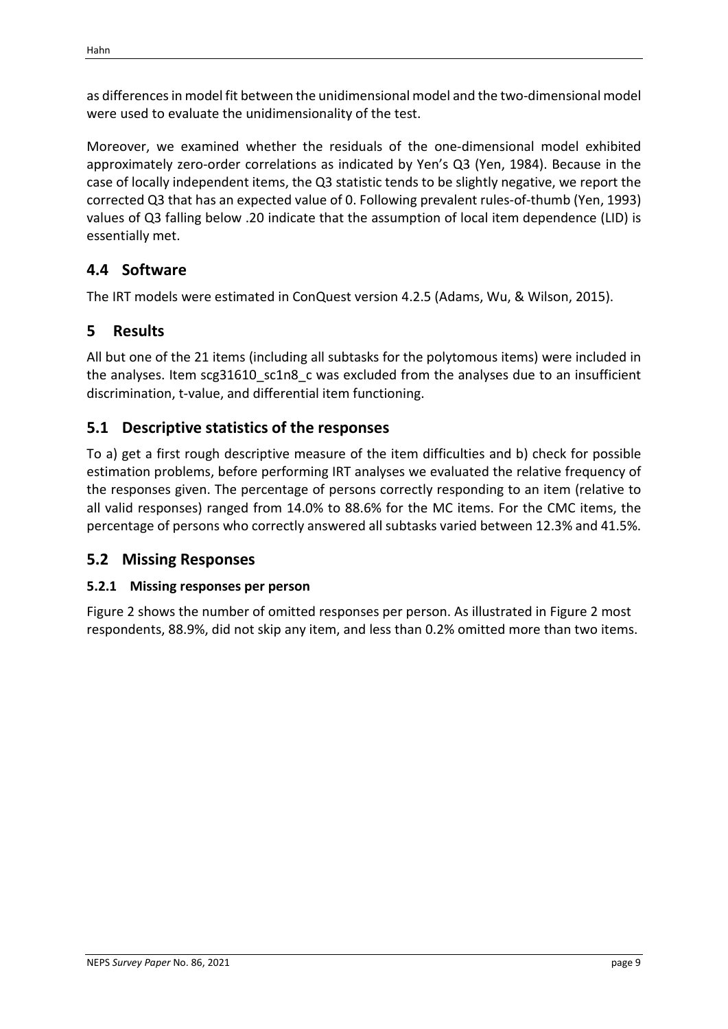as differences in model fit between the unidimensional model and the two-dimensional model were used to evaluate the unidimensionality of the test.

Moreover, we examined whether the residuals of the one-dimensional model exhibited approximately zero-order correlations as indicated by Yen's Q3 (Yen, 1984). Because in the case of locally independent items, the Q3 statistic tends to be slightly negative, we report the corrected Q3 that has an expected value of 0. Following prevalent rules-of-thumb (Yen, 1993) values of Q3 falling below .20 indicate that the assumption of local item dependence (LID) is essentially met.

## 4.4 Software

The IRT models were estimated in ConQuest version 4.2.5 (Adams, Wu, & Wilson, 2015).

# 5 Results

All but one of the 21 items (including all subtasks for the polytomous items) were included in the analyses. Item scg31610_sc1n8_c was excluded from the analyses due to an insufficient discrimination, t-value, and differential item functioning.

## 5.1 Descriptive statistics of the responses

To a) get a first rough descriptive measure of the item difficulties and b) check for possible estimation problems, before performing IRT analyses we evaluated the relative frequency of the responses given. The percentage of persons correctly responding to an item (relative to all valid responses) ranged from 14.0% to 88.6% for the MC items. For the CMC items, the percentage of persons who correctly answered all subtasks varied between 12.3% and 41.5%.

## 5.2 Missing Responses

### 5.2.1 Missing responses per person

Figure 2 shows the number of omitted responses per person. As illustrated in Figure 2 most respondents, 88.9%, did not skip any item, and less than 0.2% omitted more than two items.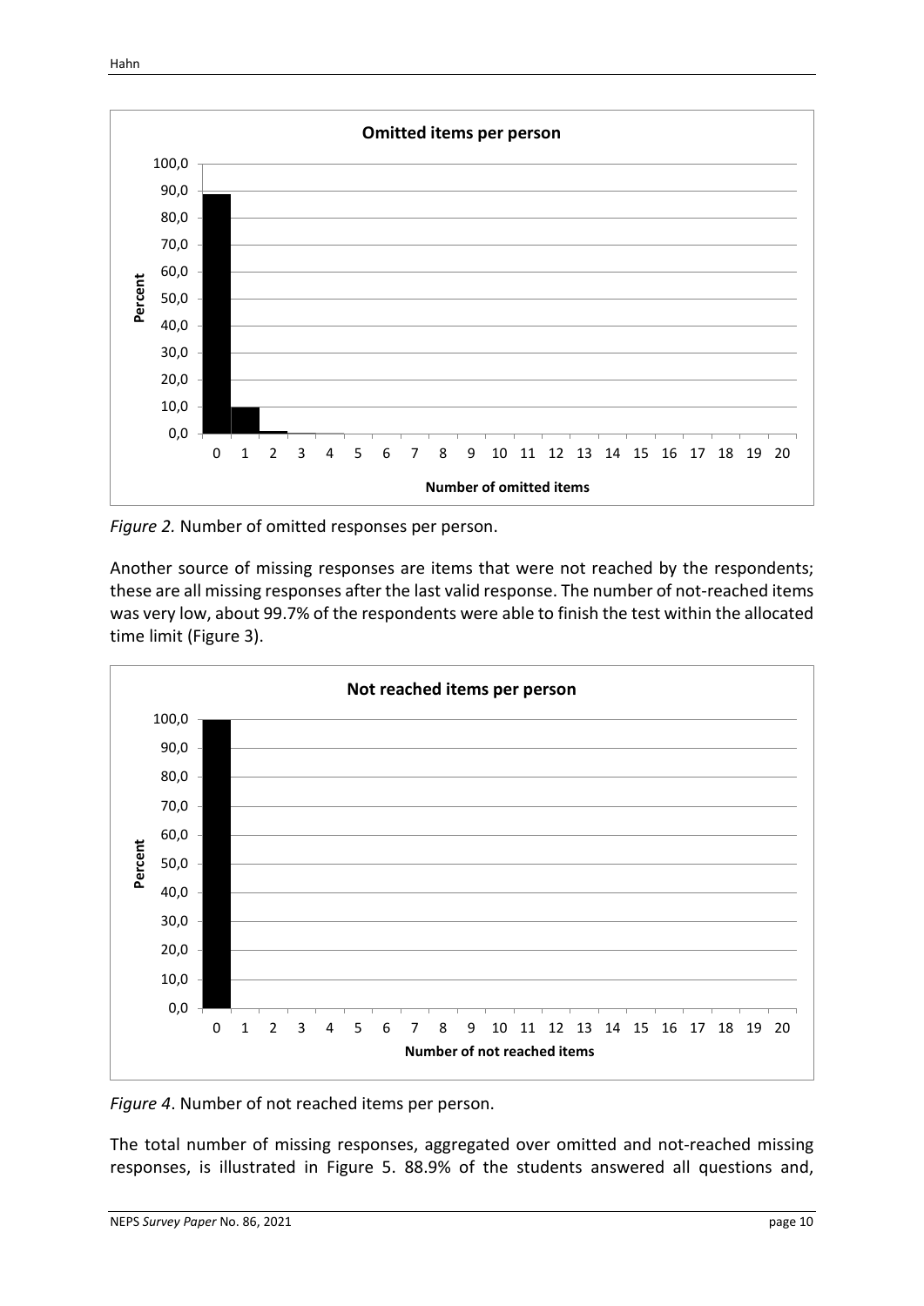*Figure 2.* Number of omitted responses per person.

Another source of missing responses are items that were not reached by the respondents; these are all missing responses after the last valid response. The number of not-reached items was very low, about 99.7% of the respondents were able to finish the test within the allocated time limit (Figure 3).

*Figure 4*. Number of not reached items per person.

The total number of missing responses, aggregated over omitted and not-reached missing responses, is illustrated in Figure 5. 88.9% of the students answered all questions and,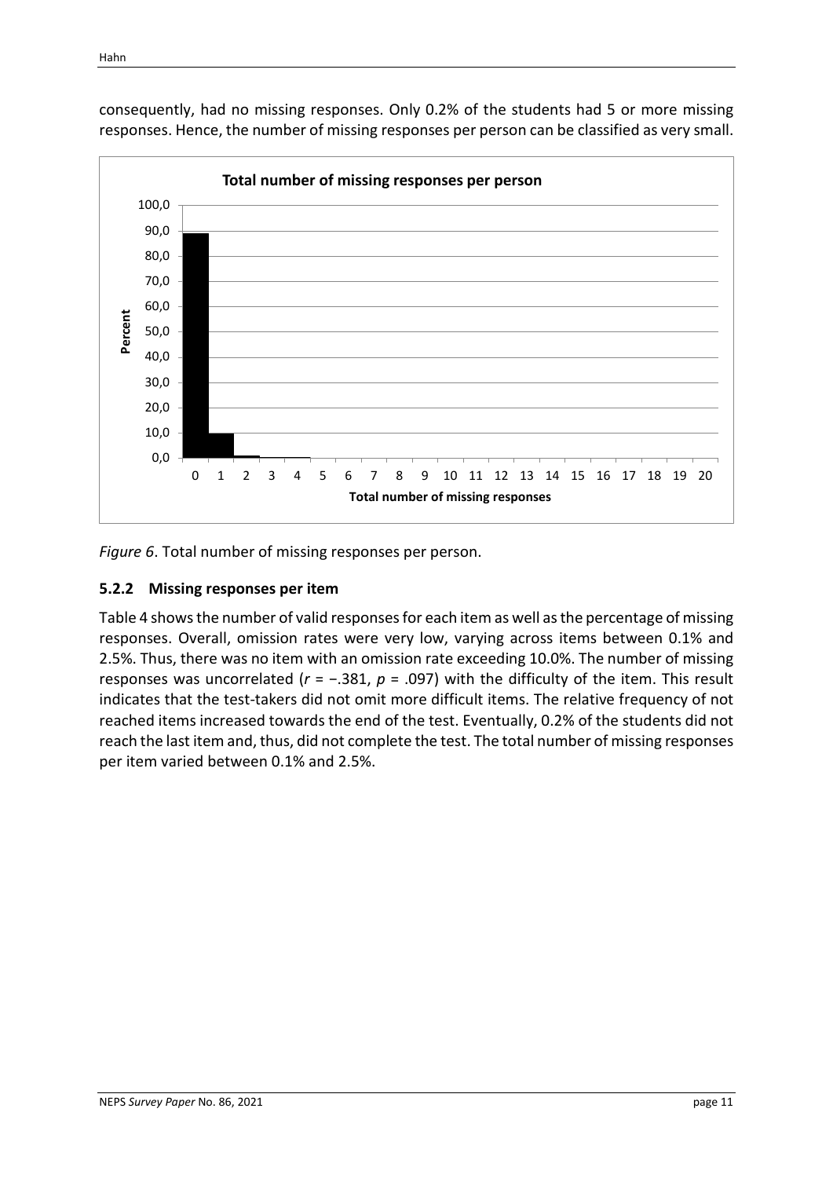consequently, had no missing responses. Only 0.2% of the students had 5 or more missing responses. Hence, the number of missing responses per person can be classified as very small.

*Figure 6*. Total number of missing responses per person.

### 5.2.2 Missing responses per item

Table 4 shows the number of valid responses for each item as well as the percentage of missing responses. Overall, omission rates were very low, varying across items between 0.1% and 2.5%. Thus, there was no item with an omission rate exceeding 10.0%. The number of missing responses was uncorrelated ($r = -.381$, $p = .097$) with the difficulty of the item. This result indicates that the test-takers did not omit more difficult items. The relative frequency of not reached items increased towards the end of the test. Eventually, 0.2% of the students did not reach the last item and, thus, did not complete the test. The total number of missing responses per item varied between 0.1% and 2.5%.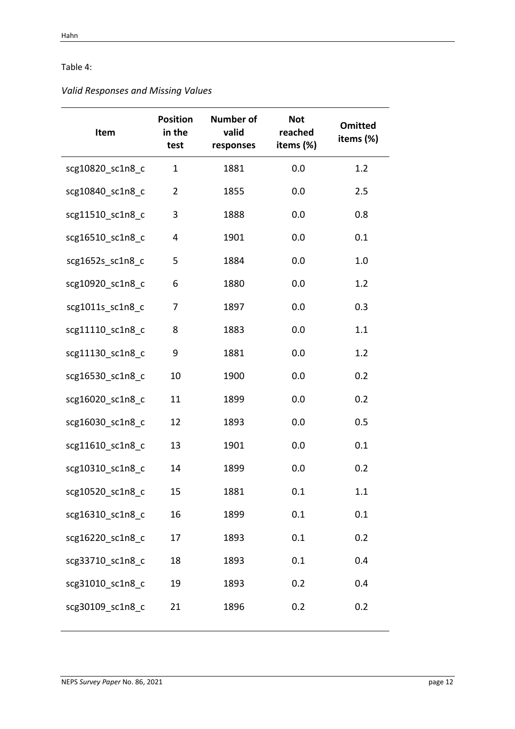Table 4:

*Valid Responses and Missing Values*

| Item | Position in the test | Number of valid responses | Not reached items (%) | Omitted items (%) |
|---|---|---|---|---|
| scg10820_sc1n8_c | 1 | 1881 | 0.0 | 1.2 |
| scg10840_sc1n8_c | 2 | 1855 | 0.0 | 2.5 |
| scg11510_sc1n8_c | 3 | 1888 | 0.0 | 0.8 |
| scg16510_sc1n8_c | 4 | 1901 | 0.0 | 0.1 |
| scg1652s_sc1n8_c | 5 | 1884 | 0.0 | 1.0 |
| scg10920_sc1n8_c | 6 | 1880 | 0.0 | 1.2 |
| scg1011s_sc1n8_c | 7 | 1897 | 0.0 | 0.3 |
| scg11110_sc1n8_c | 8 | 1883 | 0.0 | 1.1 |
| scg11130_sc1n8_c | 9 | 1881 | 0.0 | 1.2 |
| scg16530_sc1n8_c | 10 | 1900 | 0.0 | 0.2 |
| scg16020_sc1n8_c | 11 | 1899 | 0.0 | 0.2 |
| scg16030_sc1n8_c | 12 | 1893 | 0.0 | 0.5 |
| scg11610_sc1n8_c | 13 | 1901 | 0.0 | 0.1 |
| scg10310_sc1n8_c | 14 | 1899 | 0.0 | 0.2 |
| scg10520_sc1n8_c | 15 | 1881 | 0.1 | 1.1 |
| scg16310_sc1n8_c | 16 | 1899 | 0.1 | 0.1 |
| scg16220_sc1n8_c | 17 | 1893 | 0.1 | 0.2 |
| scg33710_sc1n8_c | 18 | 1893 | 0.1 | 0.4 |
| scg31010_sc1n8_c | 19 | 1893 | 0.2 | 0.4 |
| scg30109_sc1n8_c | 21 | 1896 | 0.2 | 0.2 |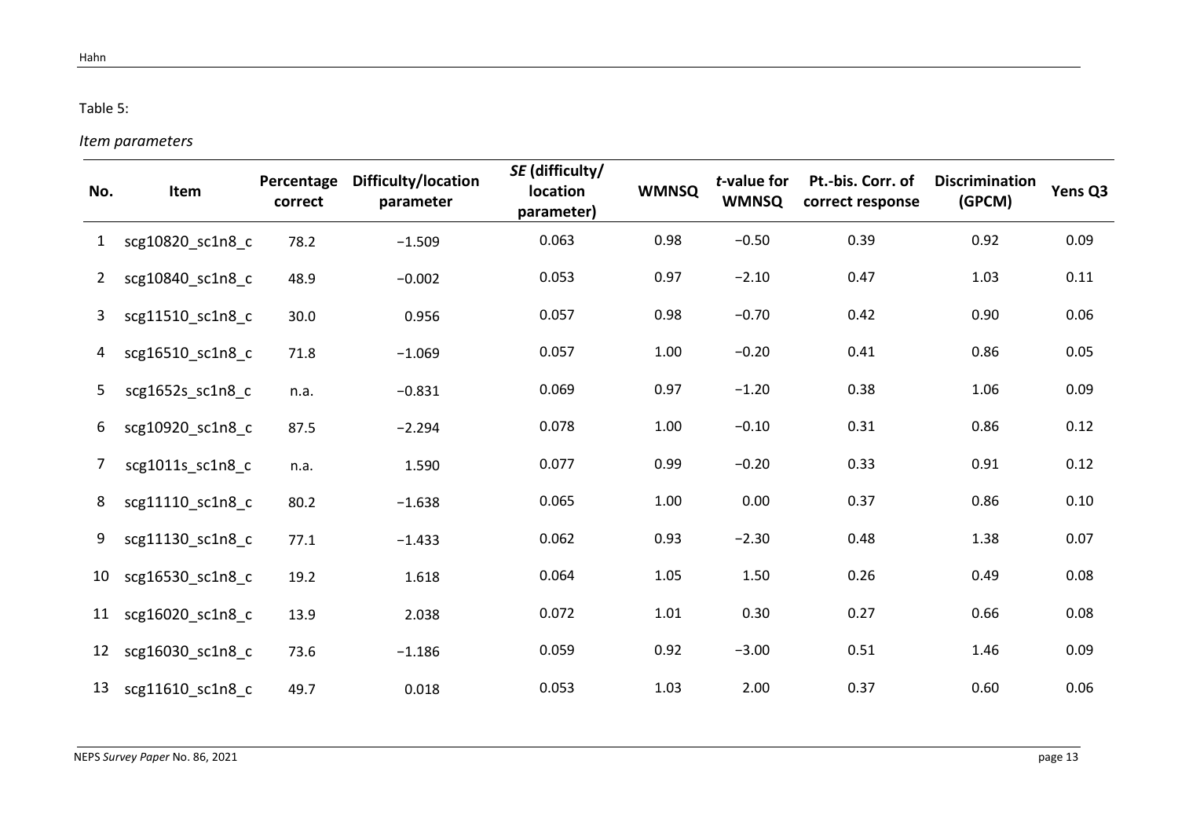Table 5:

*Item parameters*

| No. | Item | Percentage correct | Difficulty/location parameter | *SE* (difficulty/ location parameter) | WMNSQ | *t*-value for WMNSQ | Pt.-bis. Corr. of correct response | Discrimination (GPCM) | Yens Q3 |
|---|---|---|---|---|---|---|---|---|---|
| 1 | scg10820_sc1n8_c | 78.2 | −1.509 | 0.063 | 0.98 | −0.50 | 0.39 | 0.92 | 0.09 |
| 2 | scg10840_sc1n8_c | 48.9 | −0.002 | 0.053 | 0.97 | −2.10 | 0.47 | 1.03 | 0.11 |
| 3 | scg11510_sc1n8_c | 30.0 | 0.956 | 0.057 | 0.98 | −0.70 | 0.42 | 0.90 | 0.06 |
| 4 | scg16510_sc1n8_c | 71.8 | −1.069 | 0.057 | 1.00 | −0.20 | 0.41 | 0.86 | 0.05 |
| 5 | scg1652s_sc1n8_c | n.a. | −0.831 | 0.069 | 0.97 | −1.20 | 0.38 | 1.06 | 0.09 |
| 6 | scg10920_sc1n8_c | 87.5 | −2.294 | 0.078 | 1.00 | −0.10 | 0.31 | 0.86 | 0.12 |
| 7 | scg1011s_sc1n8_c | n.a. | 1.590 | 0.077 | 0.99 | −0.20 | 0.33 | 0.91 | 0.12 |
| 8 | scg11110_sc1n8_c | 80.2 | −1.638 | 0.065 | 1.00 | 0.00 | 0.37 | 0.86 | 0.10 |
| 9 | scg11130_sc1n8_c | 77.1 | −1.433 | 0.062 | 0.93 | −2.30 | 0.48 | 1.38 | 0.07 |
| 10 | scg16530_sc1n8_c | 19.2 | 1.618 | 0.064 | 1.05 | 1.50 | 0.26 | 0.49 | 0.08 |
| 11 | scg16020_sc1n8_c | 13.9 | 2.038 | 0.072 | 1.01 | 0.30 | 0.27 | 0.66 | 0.08 |
| 12 | scg16030_sc1n8_c | 73.6 | −1.186 | 0.059 | 0.92 | −3.00 | 0.51 | 1.46 | 0.09 |
| 13 | scg11610_sc1n8_c | 49.7 | 0.018 | 0.053 | 1.03 | 2.00 | 0.37 | 0.60 | 0.06 |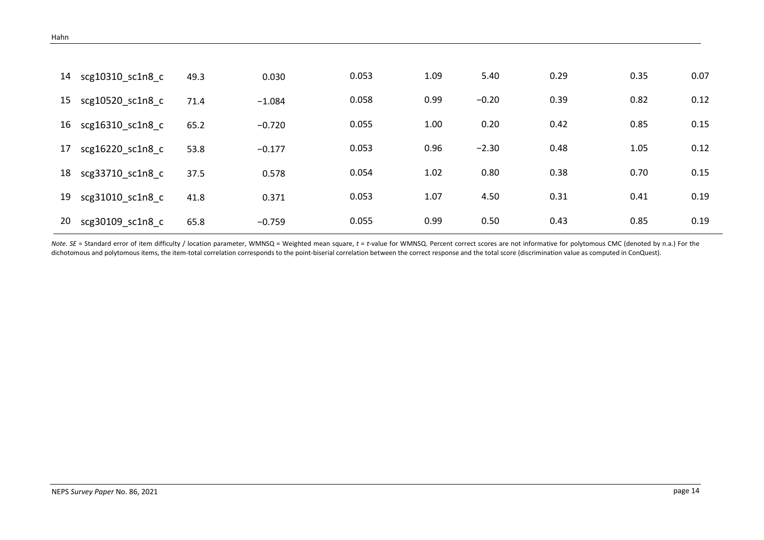| | | | | | | | | | |
|---|---|---|---|---|---|---|---|---|---|
| 14 | scg10310_sc1n8_c | 49.3 | 0.030 | 0.053 | 1.09 | 5.40 | 0.29 | 0.35 | 0.07 |
| 15 | scg10520_sc1n8_c | 71.4 | −1.084 | 0.058 | 0.99 | −0.20 | 0.39 | 0.82 | 0.12 |
| 16 | scg16310_sc1n8_c | 65.2 | −0.720 | 0.055 | 1.00 | 0.20 | 0.42 | 0.85 | 0.15 |
| 17 | scg16220_sc1n8_c | 53.8 | −0.177 | 0.053 | 0.96 | −2.30 | 0.48 | 1.05 | 0.12 |
| 18 | scg33710_sc1n8_c | 37.5 | 0.578 | 0.054 | 1.02 | 0.80 | 0.38 | 0.70 | 0.15 |
| 19 | scg31010_sc1n8_c | 41.8 | 0.371 | 0.053 | 1.07 | 4.50 | 0.31 | 0.41 | 0.19 |
| 20 | scg30109_sc1n8_c | 65.8 | −0.759 | 0.055 | 0.99 | 0.50 | 0.43 | 0.85 | 0.19 |

*Note*. *SE* = Standard error of item difficulty / location parameter, WMNSQ = Weighted mean square, *t* = *t*-value for WMNSQ. Percent correct scores are not informative for polytomous CMC (denoted by n.a.) For the dichotomous and polytomous items, the item-total correlation corresponds to the point-biserial correlation between the correct response and the total score (discrimination value as computed in ConQuest).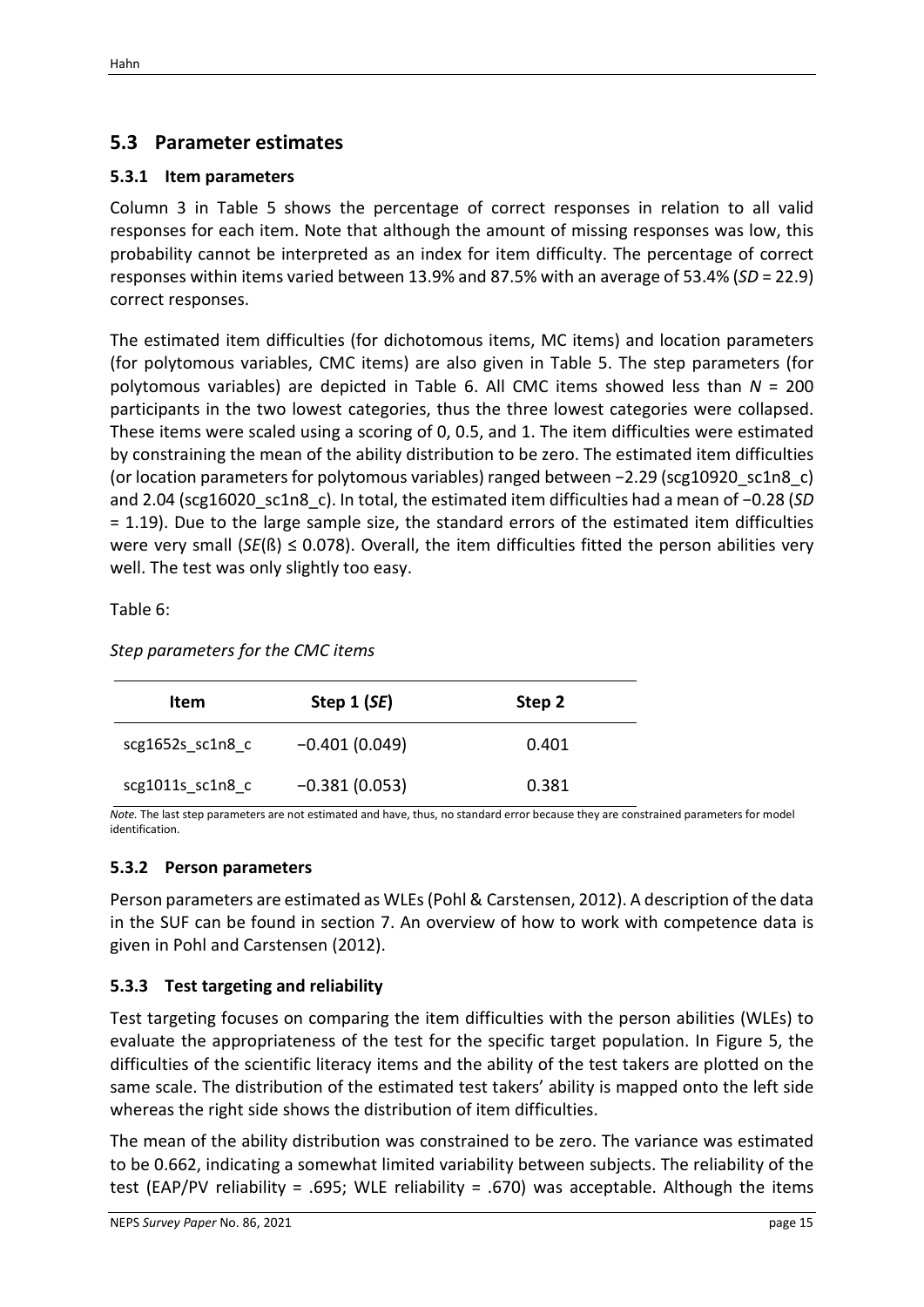## 5.3 Parameter estimates

### 5.3.1 Item parameters

Column 3 in Table 5 shows the percentage of correct responses in relation to all valid responses for each item. Note that although the amount of missing responses was low, this probability cannot be interpreted as an index for item difficulty. The percentage of correct responses within items varied between 13.9% and 87.5% with an average of 53.4% (*SD* = 22.9) correct responses.

The estimated item difficulties (for dichotomous items, MC items) and location parameters (for polytomous variables, CMC items) are also given in Table 5. The step parameters (for polytomous variables) are depicted in Table 6. All CMC items showed less than *N* = 200 participants in the two lowest categories, thus the three lowest categories were collapsed. These items were scaled using a scoring of 0, 0.5, and 1. The item difficulties were estimated by constraining the mean of the ability distribution to be zero. The estimated item difficulties (or location parameters for polytomous variables) ranged between −2.29 (scg10920_sc1n8_c) and 2.04 (scg16020_sc1n8_c). In total, the estimated item difficulties had a mean of −0.28 (*SD* = 1.19). Due to the large sample size, the standard errors of the estimated item difficulties were very small (*SE*(ß) ≤ 0.078). Overall, the item difficulties fitted the person abilities very well. The test was only slightly too easy.

Table 6:

*Step parameters for the CMC items*

| Item | Step 1 (*SE*) | Step 2 |
|---|---|---|
| scg1652s_sc1n8_c | −0.401 (0.049) | 0.401 |
| scg1011s_sc1n8_c | −0.381 (0.053) | 0.381 |

*Note.* The last step parameters are not estimated and have, thus, no standard error because they are constrained parameters for model identification.

### 5.3.2 Person parameters

Person parameters are estimated as WLEs (Pohl & Carstensen, 2012). A description of the data in the SUF can be found in section 7. An overview of how to work with competence data is given in Pohl and Carstensen (2012).

### 5.3.3 Test targeting and reliability

Test targeting focuses on comparing the item difficulties with the person abilities (WLEs) to evaluate the appropriateness of the test for the specific target population. In Figure 5, the difficulties of the scientific literacy items and the ability of the test takers are plotted on the same scale. The distribution of the estimated test takers' ability is mapped onto the left side whereas the right side shows the distribution of item difficulties.

The mean of the ability distribution was constrained to be zero. The variance was estimated to be 0.662, indicating a somewhat limited variability between subjects. The reliability of the test (EAP/PV reliability = .695; WLE reliability = .670) was acceptable. Although the items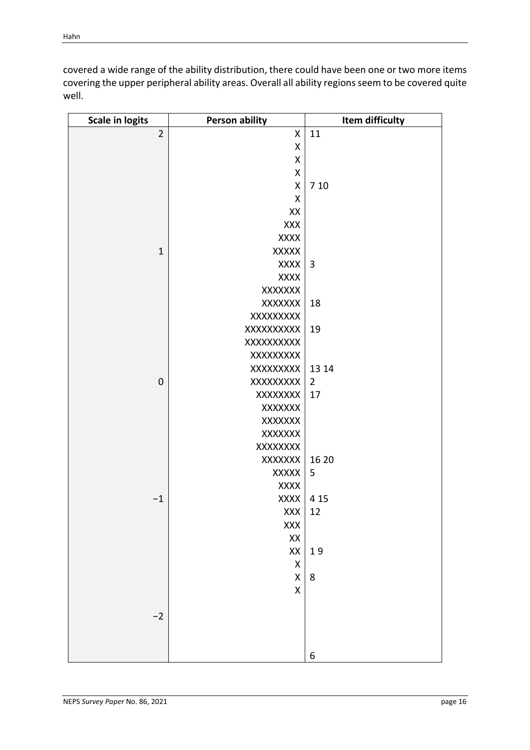covered a wide range of the ability distribution, there could have been one or two more items covering the upper peripheral ability areas. Overall all ability regions seem to be covered quite well.

| Scale in logits | Person ability | Item difficulty |
|---|---|---|
| 2 | X | 11 |
| | X | |
| | X | |
| | X | |
| | X | 7 10 |
| | X | |
| | XX | |
| | XXX | |
| | XXXX | |
| 1 | XXXXX | |
| | XXXX | 3 |
| | XXXX | |
| | XXXXXXX | |
| | XXXXXXX | 18 |
| | XXXXXXXXX | |
| | XXXXXXXXXX | 19 |
| | XXXXXXXXXX | |
| | XXXXXXXXX | |
| | XXXXXXXXX | 13 14 |
| 0 | XXXXXXXXX | 2 |
| | XXXXXXXX | 17 |
| | XXXXXXX | |
| | XXXXXXX | |
| | XXXXXXX | |
| | XXXXXXXX | |
| | XXXXXXX | 16 20 |
| | XXXXX | 5 |
| | XXXX | |
| −1 | XXXX | 4 15 |
| | XXX | 12 |
| | XXX | |
| | XX | |
| | XX | 1 9 |
| | X | |
| | X | 8 |
| | X | |
| | | |
| −2 | | |
| | | |
| | | |
| | | 6 |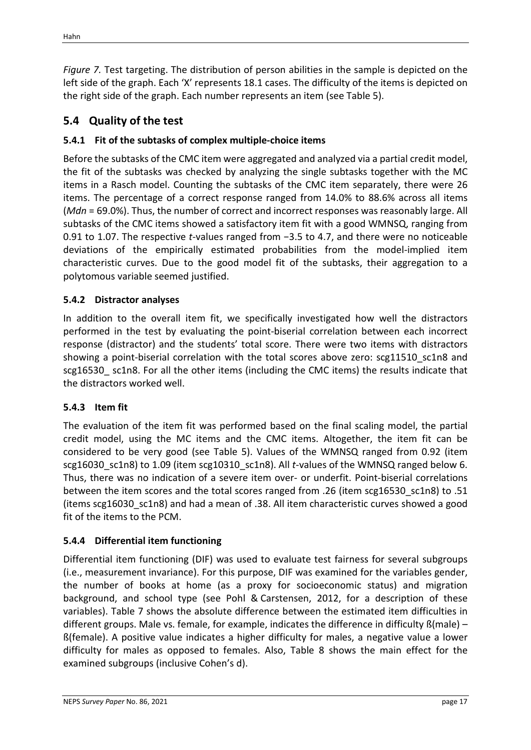*Figure 7.* Test targeting. The distribution of person abilities in the sample is depicted on the left side of the graph. Each 'X' represents 18.1 cases. The difficulty of the items is depicted on the right side of the graph. Each number represents an item (see Table 5).

## 5.4 Quality of the test

### 5.4.1 Fit of the subtasks of complex multiple-choice items

Before the subtasks of the CMC item were aggregated and analyzed via a partial credit model, the fit of the subtasks was checked by analyzing the single subtasks together with the MC items in a Rasch model. Counting the subtasks of the CMC item separately, there were 26 items. The percentage of a correct response ranged from 14.0% to 88.6% across all items (*Mdn* = 69.0%). Thus, the number of correct and incorrect responses was reasonably large. All subtasks of the CMC items showed a satisfactory item fit with a good WMNSQ, ranging from 0.91 to 1.07. The respective *t*-values ranged from −3.5 to 4.7, and there were no noticeable deviations of the empirically estimated probabilities from the model-implied item characteristic curves. Due to the good model fit of the subtasks, their aggregation to a polytomous variable seemed justified.

### 5.4.2 Distractor analyses

In addition to the overall item fit, we specifically investigated how well the distractors performed in the test by evaluating the point-biserial correlation between each incorrect response (distractor) and the students' total score. There were two items with distractors showing a point-biserial correlation with the total scores above zero: scg11510_sc1n8 and scg16530_ sc1n8. For all the other items (including the CMC items) the results indicate that the distractors worked well.

### 5.4.3 Item fit

The evaluation of the item fit was performed based on the final scaling model, the partial credit model, using the MC items and the CMC items. Altogether, the item fit can be considered to be very good (see Table 5). Values of the WMNSQ ranged from 0.92 (item scg16030_sc1n8) to 1.09 (item scg10310_sc1n8). All *t*-values of the WMNSQ ranged below 6. Thus, there was no indication of a severe item over- or underfit. Point-biserial correlations between the item scores and the total scores ranged from .26 (item scg16530_sc1n8) to .51 (items scg16030_sc1n8) and had a mean of .38. All item characteristic curves showed a good fit of the items to the PCM.

### 5.4.4 Differential item functioning

Differential item functioning (DIF) was used to evaluate test fairness for several subgroups (i.e., measurement invariance). For this purpose, DIF was examined for the variables gender, the number of books at home (as a proxy for socioeconomic status) and migration background, and school type (see Pohl & Carstensen, 2012, for a description of these variables). Table 7 shows the absolute difference between the estimated item difficulties in different groups. Male vs. female, for example, indicates the difference in difficulty ß(male) – ß(female). A positive value indicates a higher difficulty for males, a negative value a lower difficulty for males as opposed to females. Also, Table 8 shows the main effect for the examined subgroups (inclusive Cohen's d).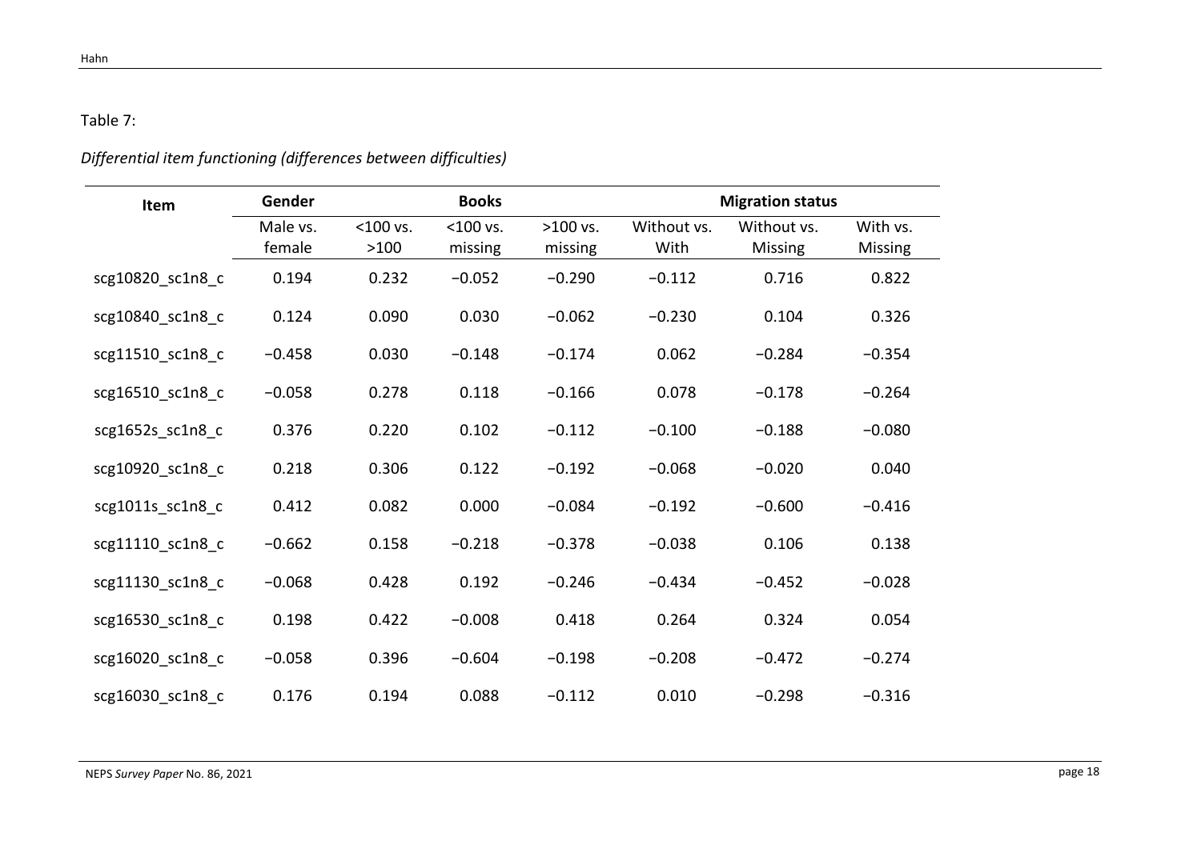Table 7:

*Differential item functioning (differences between difficulties)*

| Item | Gender | Books | | | Migration status | | |
|---|---|---|---|---|---|---|---|
| | Male vs. female | <100 vs. >100 | <100 vs. missing | >100 vs. missing | Without vs. With | Without vs. Missing | With vs. Missing |
| scg10820_sc1n8_c | 0.194 | 0.232 | −0.052 | −0.290 | −0.112 | 0.716 | 0.822 |
| scg10840_sc1n8_c | 0.124 | 0.090 | 0.030 | −0.062 | −0.230 | 0.104 | 0.326 |
| scg11510_sc1n8_c | −0.458 | 0.030 | −0.148 | −0.174 | 0.062 | −0.284 | −0.354 |
| scg16510_sc1n8_c | −0.058 | 0.278 | 0.118 | −0.166 | 0.078 | −0.178 | −0.264 |
| scg1652s_sc1n8_c | 0.376 | 0.220 | 0.102 | −0.112 | −0.100 | −0.188 | −0.080 |
| scg10920_sc1n8_c | 0.218 | 0.306 | 0.122 | −0.192 | −0.068 | −0.020 | 0.040 |
| scg1011s_sc1n8_c | 0.412 | 0.082 | 0.000 | −0.084 | −0.192 | −0.600 | −0.416 |
| scg11110_sc1n8_c | −0.662 | 0.158 | −0.218 | −0.378 | −0.038 | 0.106 | 0.138 |
| scg11130_sc1n8_c | −0.068 | 0.428 | 0.192 | −0.246 | −0.434 | −0.452 | −0.028 |
| scg16530_sc1n8_c | 0.198 | 0.422 | −0.008 | 0.418 | 0.264 | 0.324 | 0.054 |
| scg16020_sc1n8_c | −0.058 | 0.396 | −0.604 | −0.198 | −0.208 | −0.472 | −0.274 |
| scg16030_sc1n8_c | 0.176 | 0.194 | 0.088 | −0.112 | 0.010 | −0.298 | −0.316 |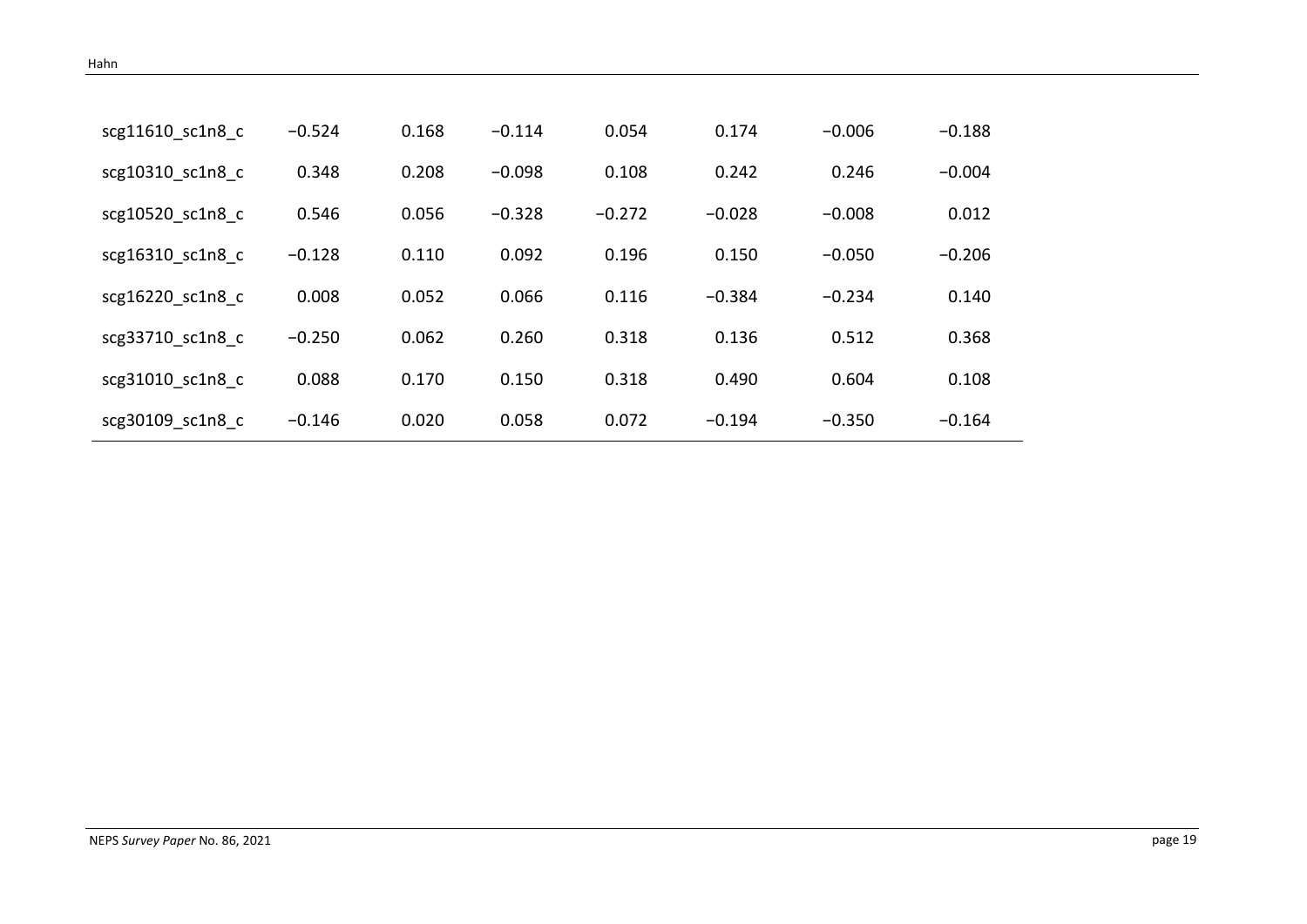| | | | | | | | |
|---|---|---|---|---|---|---|---|
| scg11610_sc1n8_c | −0.524 | 0.168 | −0.114 | 0.054 | 0.174 | −0.006 | −0.188 |
| scg10310_sc1n8_c | 0.348 | 0.208 | −0.098 | 0.108 | 0.242 | 0.246 | −0.004 |
| scg10520_sc1n8_c | 0.546 | 0.056 | −0.328 | −0.272 | −0.028 | −0.008 | 0.012 |
| scg16310_sc1n8_c | −0.128 | 0.110 | 0.092 | 0.196 | 0.150 | −0.050 | −0.206 |
| scg16220_sc1n8_c | 0.008 | 0.052 | 0.066 | 0.116 | −0.384 | −0.234 | 0.140 |
| scg33710_sc1n8_c | −0.250 | 0.062 | 0.260 | 0.318 | 0.136 | 0.512 | 0.368 |
| scg31010_sc1n8_c | 0.088 | 0.170 | 0.150 | 0.318 | 0.490 | 0.604 | 0.108 |
| scg30109_sc1n8_c | −0.146 | 0.020 | 0.058 | 0.072 | −0.194 | −0.350 | −0.164 |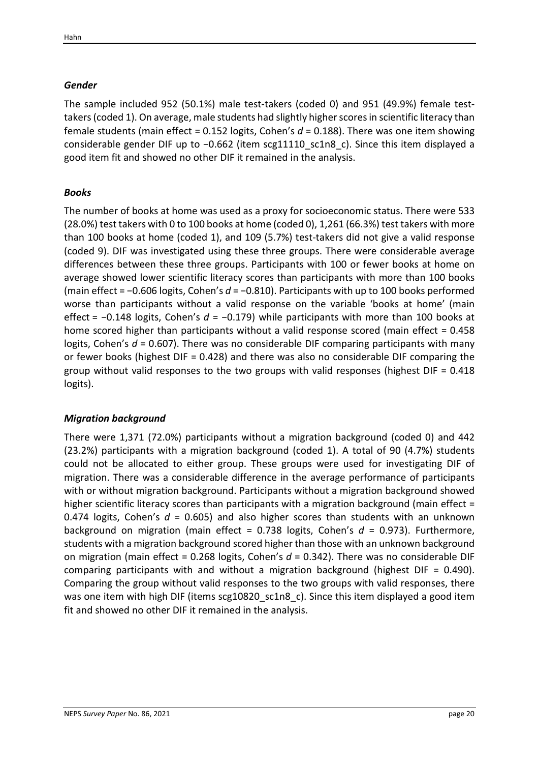### *Gender*

The sample included 952 (50.1%) male test-takers (coded 0) and 951 (49.9%) female test-takers (coded 1). On average, male students had slightly higher scores in scientific literacy than female students (main effect = 0.152 logits, Cohen's $d$ = 0.188). There was one item showing considerable gender DIF up to −0.662 (item scg11110_sc1n8_c). Since this item displayed a good item fit and showed no other DIF it remained in the analysis.

### *Books*

The number of books at home was used as a proxy for socioeconomic status. There were 533 (28.0%) test takers with 0 to 100 books at home (coded 0), 1,261 (66.3%) test takers with more than 100 books at home (coded 1), and 109 (5.7%) test-takers did not give a valid response (coded 9). DIF was investigated using these three groups. There were considerable average differences between these three groups. Participants with 100 or fewer books at home on average showed lower scientific literacy scores than participants with more than 100 books (main effect = −0.606 logits, Cohen's $d$ = −0.810). Participants with up to 100 books performed worse than participants without a valid response on the variable 'books at home' (main effect = −0.148 logits, Cohen's $d$ = −0.179) while participants with more than 100 books at home scored higher than participants without a valid response scored (main effect = 0.458 logits, Cohen's $d$ = 0.607). There was no considerable DIF comparing participants with many or fewer books (highest DIF = 0.428) and there was also no considerable DIF comparing the group without valid responses to the two groups with valid responses (highest DIF = 0.418 logits).

### *Migration background*

There were 1,371 (72.0%) participants without a migration background (coded 0) and 442 (23.2%) participants with a migration background (coded 1). A total of 90 (4.7%) students could not be allocated to either group. These groups were used for investigating DIF of migration. There was a considerable difference in the average performance of participants with or without migration background. Participants without a migration background showed higher scientific literacy scores than participants with a migration background (main effect = 0.474 logits, Cohen's $d$ = 0.605) and also higher scores than students with an unknown background on migration (main effect = 0.738 logits, Cohen's $d$ = 0.973). Furthermore, students with a migration background scored higher than those with an unknown background on migration (main effect = 0.268 logits, Cohen's $d$ = 0.342). There was no considerable DIF comparing participants with and without a migration background (highest DIF = 0.490). Comparing the group without valid responses to the two groups with valid responses, there was one item with high DIF (items scg10820_sc1n8_c). Since this item displayed a good item fit and showed no other DIF it remained in the analysis.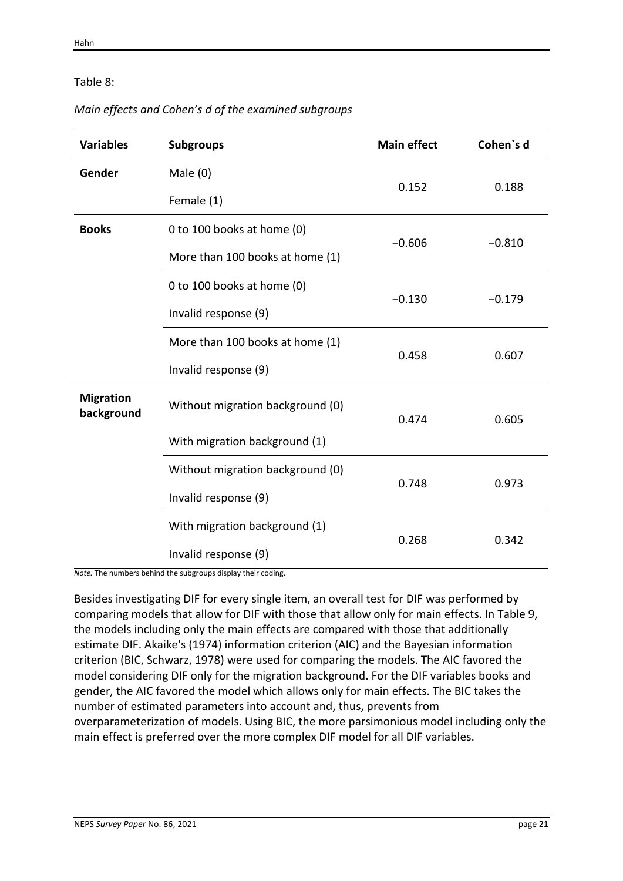Table 8:

*Main effects and Cohen's d of the examined subgroups*

| Variables | Subgroups | Main effect | Cohen`s d |
|---|---|---|---|
| **Gender** | Male (0)<br>Female (1) | 0.152 | 0.188 |
| **Books** | 0 to 100 books at home (0)<br>More than 100 books at home (1) | −0.606 | −0.810 |
| | 0 to 100 books at home (0)<br>Invalid response (9) | −0.130 | −0.179 |
| | More than 100 books at home (1)<br>Invalid response (9) | 0.458 | 0.607 |
| **Migration background** | Without migration background (0)<br>With migration background (1) | 0.474 | 0.605 |
| | Without migration background (0)<br>Invalid response (9) | 0.748 | 0.973 |
| | With migration background (1)<br>Invalid response (9) | 0.268 | 0.342 |

*Note.* The numbers behind the subgroups display their coding.

Besides investigating DIF for every single item, an overall test for DIF was performed by comparing models that allow for DIF with those that allow only for main effects. In Table 9, the models including only the main effects are compared with those that additionally estimate DIF. Akaike's (1974) information criterion (AIC) and the Bayesian information criterion (BIC, Schwarz, 1978) were used for comparing the models. The AIC favored the model considering DIF only for the migration background. For the DIF variables books and gender, the AIC favored the model which allows only for main effects. The BIC takes the number of estimated parameters into account and, thus, prevents from overparameterization of models. Using BIC, the more parsimonious model including only the main effect is preferred over the more complex DIF model for all DIF variables.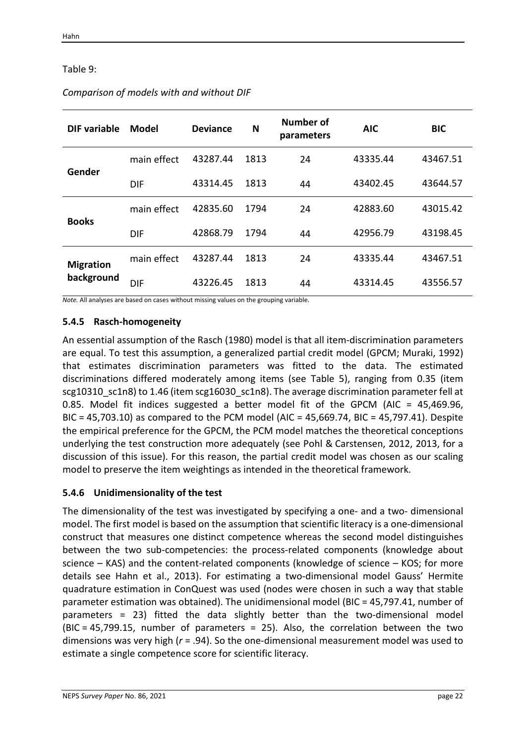Table 9:

*Comparison of models with and without DIF*

| DIF variable | Model | Deviance | N | Number of parameters | AIC | BIC |
|---|---|---|---|---|---|---|
| **Gender** | main effect | 43287.44 | 1813 | 24 | 43335.44 | 43467.51 |
| | DIF | 43314.45 | 1813 | 44 | 43402.45 | 43644.57 |
| **Books** | main effect | 42835.60 | 1794 | 24 | 42883.60 | 43015.42 |
| | DIF | 42868.79 | 1794 | 44 | 42956.79 | 43198.45 |
| **Migration background** | main effect | 43287.44 | 1813 | 24 | 43335.44 | 43467.51 |
| | DIF | 43226.45 | 1813 | 44 | 43314.45 | 43556.57 |

*Note.* All analyses are based on cases without missing values on the grouping variable.

### 5.4.5 Rasch-homogeneity

An essential assumption of the Rasch (1980) model is that all item-discrimination parameters are equal. To test this assumption, a generalized partial credit model (GPCM; Muraki, 1992) that estimates discrimination parameters was fitted to the data. The estimated discriminations differed moderately among items (see Table 5), ranging from 0.35 (item scg10310_sc1n8) to 1.46 (item scg16030_sc1n8). The average discrimination parameter fell at 0.85. Model fit indices suggested a better model fit of the GPCM (AIC = 45,469.96, BIC = 45,703.10) as compared to the PCM model (AIC = 45,669.74, BIC = 45,797.41). Despite the empirical preference for the GPCM, the PCM model matches the theoretical conceptions underlying the test construction more adequately (see Pohl & Carstensen, 2012, 2013, for a discussion of this issue). For this reason, the partial credit model was chosen as our scaling model to preserve the item weightings as intended in the theoretical framework.

### 5.4.6 Unidimensionality of the test

The dimensionality of the test was investigated by specifying a one- and a two- dimensional model. The first model is based on the assumption that scientific literacy is a one-dimensional construct that measures one distinct competence whereas the second model distinguishes between the two sub-competencies: the process-related components (knowledge about science – KAS) and the content-related components (knowledge of science – KOS; for more details see Hahn et al., 2013). For estimating a two-dimensional model Gauss' Hermite quadrature estimation in ConQuest was used (nodes were chosen in such a way that stable parameter estimation was obtained). The unidimensional model (BIC = 45,797.41, number of parameters = 23) fitted the data slightly better than the two-dimensional model (BIC = 45,799.15, number of parameters = 25). Also, the correlation between the two dimensions was very high ($r$ = .94). So the one-dimensional measurement model was used to estimate a single competence score for scientific literacy.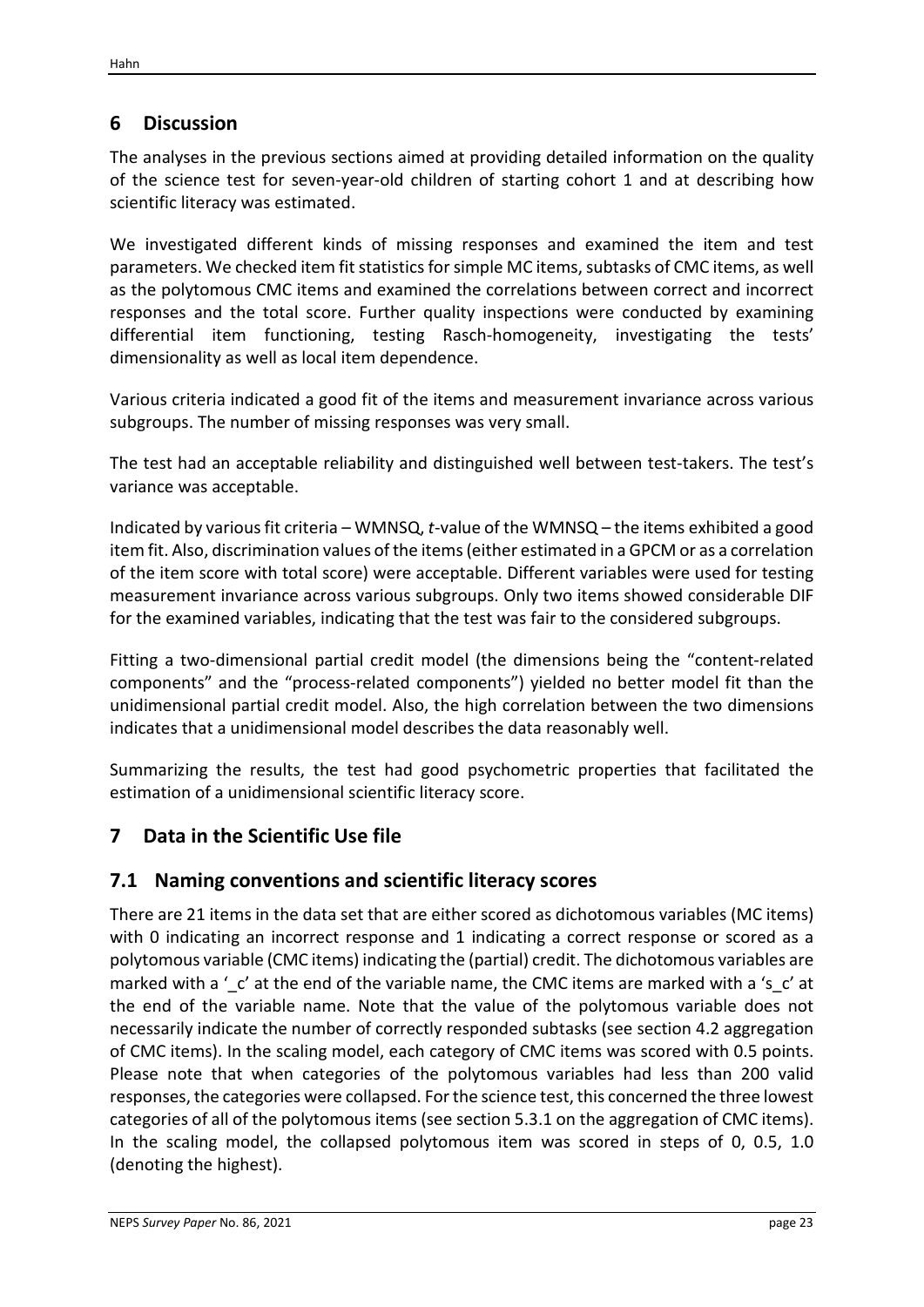## 6 Discussion

The analyses in the previous sections aimed at providing detailed information on the quality of the science test for seven-year-old children of starting cohort 1 and at describing how scientific literacy was estimated.

We investigated different kinds of missing responses and examined the item and test parameters. We checked item fit statistics for simple MC items, subtasks of CMC items, as well as the polytomous CMC items and examined the correlations between correct and incorrect responses and the total score. Further quality inspections were conducted by examining differential item functioning, testing Rasch-homogeneity, investigating the tests' dimensionality as well as local item dependence.

Various criteria indicated a good fit of the items and measurement invariance across various subgroups. The number of missing responses was very small.

The test had an acceptable reliability and distinguished well between test-takers. The test's variance was acceptable.

Indicated by various fit criteria – WMNSQ, *t*-value of the WMNSQ – the items exhibited a good item fit. Also, discrimination values of the items (either estimated in a GPCM or as a correlation of the item score with total score) were acceptable. Different variables were used for testing measurement invariance across various subgroups. Only two items showed considerable DIF for the examined variables, indicating that the test was fair to the considered subgroups.

Fitting a two-dimensional partial credit model (the dimensions being the "content-related components" and the "process-related components") yielded no better model fit than the unidimensional partial credit model. Also, the high correlation between the two dimensions indicates that a unidimensional model describes the data reasonably well.

Summarizing the results, the test had good psychometric properties that facilitated the estimation of a unidimensional scientific literacy score.

## 7 Data in the Scientific Use file

### 7.1 Naming conventions and scientific literacy scores

There are 21 items in the data set that are either scored as dichotomous variables (MC items) with 0 indicating an incorrect response and 1 indicating a correct response or scored as a polytomous variable (CMC items) indicating the (partial) credit. The dichotomous variables are marked with a '_c' at the end of the variable name, the CMC items are marked with a 's_c' at the end of the variable name. Note that the value of the polytomous variable does not necessarily indicate the number of correctly responded subtasks (see section 4.2 aggregation of CMC items). In the scaling model, each category of CMC items was scored with 0.5 points. Please note that when categories of the polytomous variables had less than 200 valid responses, the categories were collapsed. For the science test, this concerned the three lowest categories of all of the polytomous items (see section 5.3.1 on the aggregation of CMC items). In the scaling model, the collapsed polytomous item was scored in steps of 0, 0.5, 1.0 (denoting the highest).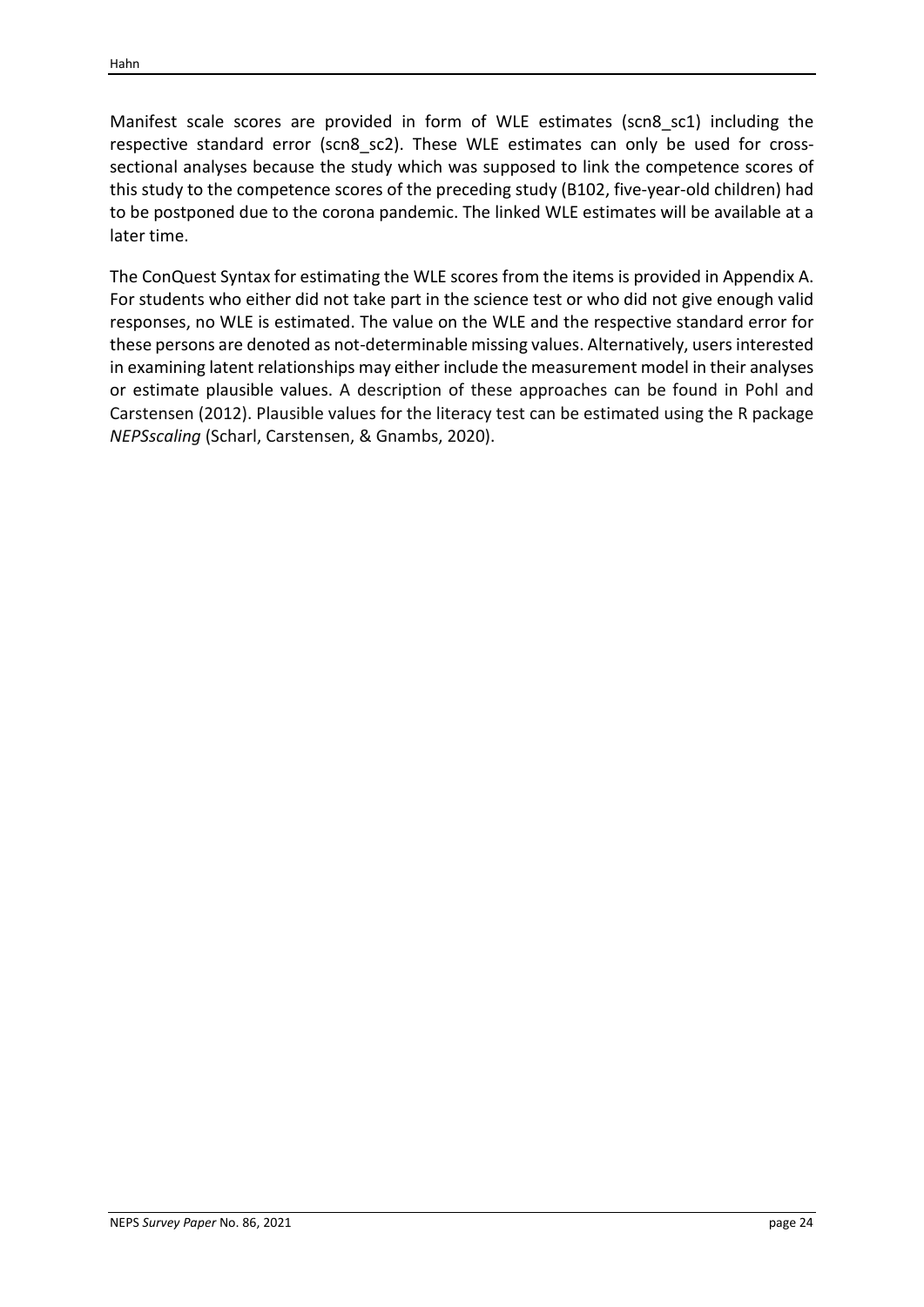Manifest scale scores are provided in form of WLE estimates (scn8_sc1) including the respective standard error (scn8_sc2). These WLE estimates can only be used for cross-sectional analyses because the study which was supposed to link the competence scores of this study to the competence scores of the preceding study (B102, five-year-old children) had to be postponed due to the corona pandemic. The linked WLE estimates will be available at a later time.

The ConQuest Syntax for estimating the WLE scores from the items is provided in Appendix A. For students who either did not take part in the science test or who did not give enough valid responses, no WLE is estimated. The value on the WLE and the respective standard error for these persons are denoted as not-determinable missing values. Alternatively, users interested in examining latent relationships may either include the measurement model in their analyses or estimate plausible values. A description of these approaches can be found in Pohl and Carstensen (2012). Plausible values for the literacy test can be estimated using the R package *NEPSscaling* (Scharl, Carstensen, & Gnambs, 2020).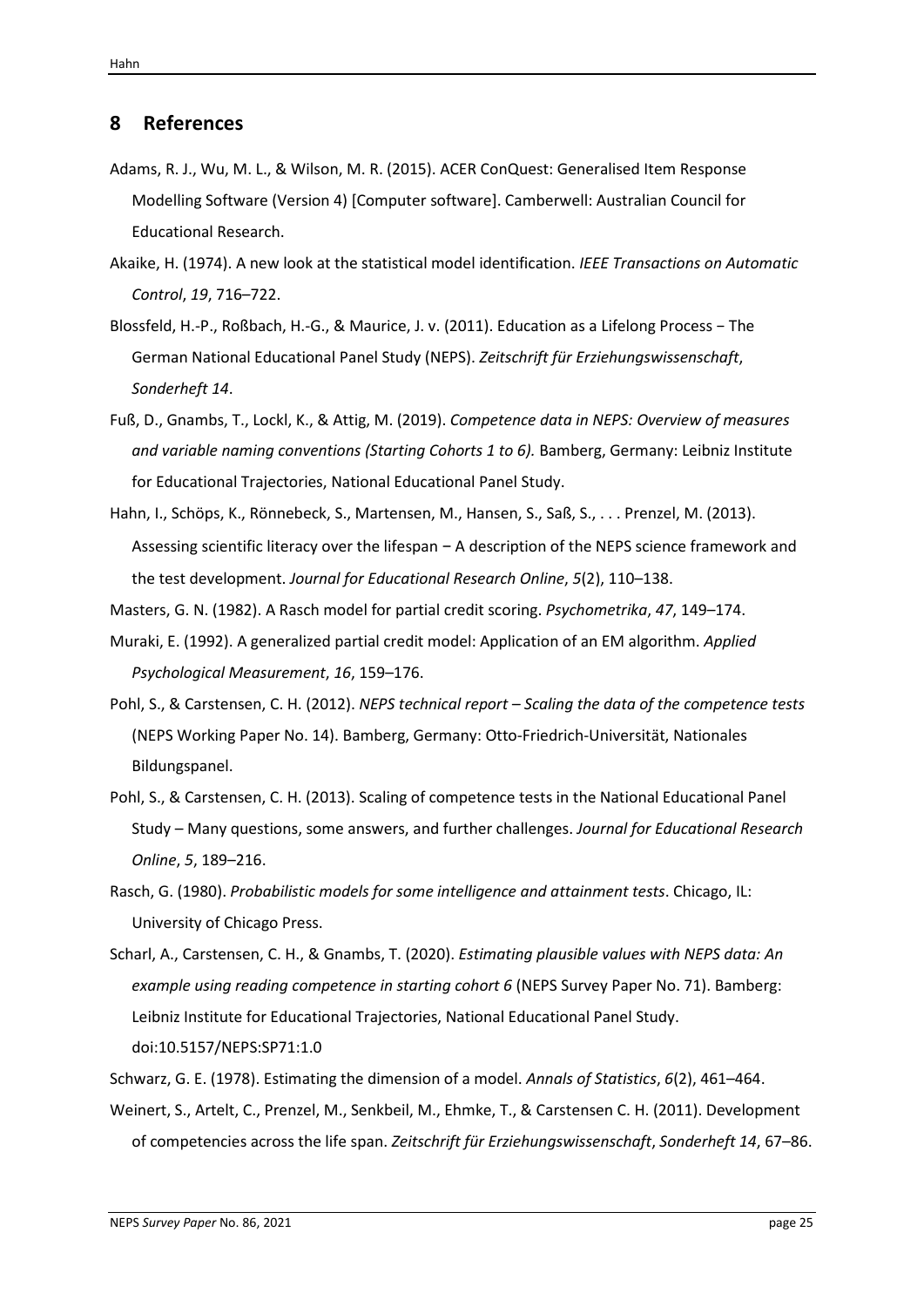## 8 References

Adams, R. J., Wu, M. L., & Wilson, M. R. (2015). ACER ConQuest: Generalised Item Response Modelling Software (Version 4) [Computer software]. Camberwell: Australian Council for Educational Research.

Akaike, H. (1974). A new look at the statistical model identification. *IEEE Transactions on Automatic Control*, *19*, 716–722.

Blossfeld, H.-P., Roßbach, H.-G., & Maurice, J. v. (2011). Education as a Lifelong Process − The German National Educational Panel Study (NEPS). *Zeitschrift für Erziehungswissenschaft*, *Sonderheft 14*.

Fuß, D., Gnambs, T., Lockl, K., & Attig, M. (2019). *Competence data in NEPS: Overview of measures and variable naming conventions (Starting Cohorts 1 to 6).* Bamberg, Germany: Leibniz Institute for Educational Trajectories, National Educational Panel Study.

Hahn, I., Schöps, K., Rönnebeck, S., Martensen, M., Hansen, S., Saß, S., . . . Prenzel, M. (2013). Assessing scientific literacy over the lifespan − A description of the NEPS science framework and the test development. *Journal for Educational Research Online*, *5*(2), 110–138.

Masters, G. N. (1982). A Rasch model for partial credit scoring. *Psychometrika*, *47*, 149–174.

Muraki, E. (1992). A generalized partial credit model: Application of an EM algorithm. *Applied Psychological Measurement*, *16*, 159–176.

Pohl, S., & Carstensen, C. H. (2012). *NEPS technical report – Scaling the data of the competence tests* (NEPS Working Paper No. 14). Bamberg, Germany: Otto-Friedrich-Universität, Nationales Bildungspanel.

Pohl, S., & Carstensen, C. H. (2013). Scaling of competence tests in the National Educational Panel Study – Many questions, some answers, and further challenges. *Journal for Educational Research Online*, *5*, 189–216.

Rasch, G. (1980). *Probabilistic models for some intelligence and attainment tests*. Chicago, IL: University of Chicago Press.

Scharl, A., Carstensen, C. H., & Gnambs, T. (2020). *Estimating plausible values with NEPS data: An example using reading competence in starting cohort 6* (NEPS Survey Paper No. 71). Bamberg: Leibniz Institute for Educational Trajectories, National Educational Panel Study. doi:10.5157/NEPS:SP71:1.0

Schwarz, G. E. (1978). Estimating the dimension of a model. *Annals of Statistics*, *6*(2), 461–464.

Weinert, S., Artelt, C., Prenzel, M., Senkbeil, M., Ehmke, T., & Carstensen C. H. (2011). Development of competencies across the life span. *Zeitschrift für Erziehungswissenschaft*, *Sonderheft 14*, 67–86.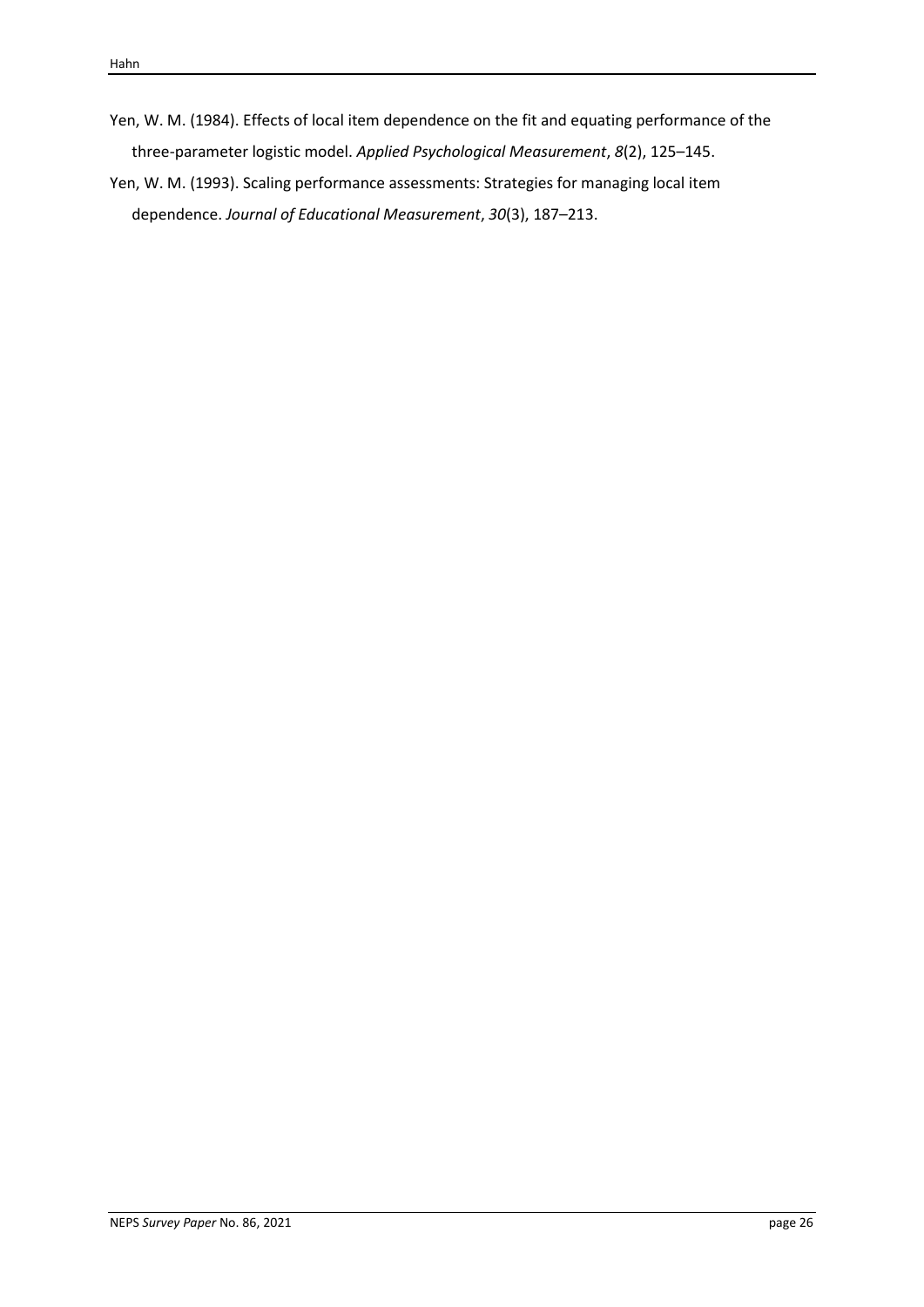Yen, W. M. (1984). Effects of local item dependence on the fit and equating performance of the three-parameter logistic model. *Applied Psychological Measurement*, *8*(2), 125–145.

Yen, W. M. (1993). Scaling performance assessments: Strategies for managing local item dependence. *Journal of Educational Measurement*, *30*(3), 187–213.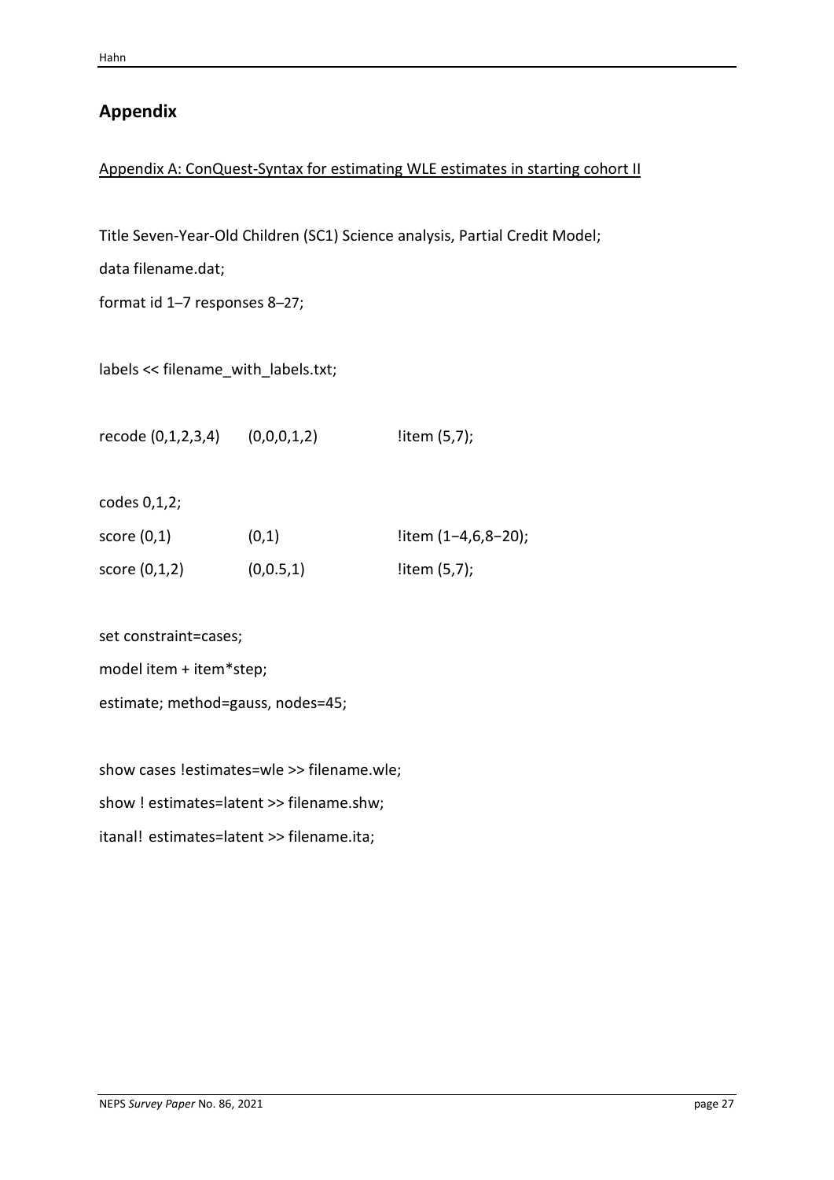## Appendix

Appendix A: ConQuest-Syntax for estimating WLE estimates in starting cohort II

```
Title Seven-Year-Old Children (SC1) Science analysis, Partial Credit Model;
data filename.dat;
format id 1–7 responses 8–27;

labels << filename_with_labels.txt;

recode (0,1,2,3,4)    (0,0,0,1,2)       !item (5,7);

codes 0,1,2;
score (0,1)           (0,1)             !item (1−4,6,8−20);
score (0,1,2)         (0,0.5,1)         !item (5,7);

set constraint=cases;
model item + item*step;
estimate; method=gauss, nodes=45;

show cases !estimates=wle >> filename.wle;
show ! estimates=latent >> filename.shw;
itanal! estimates=latent >> filename.ita;
```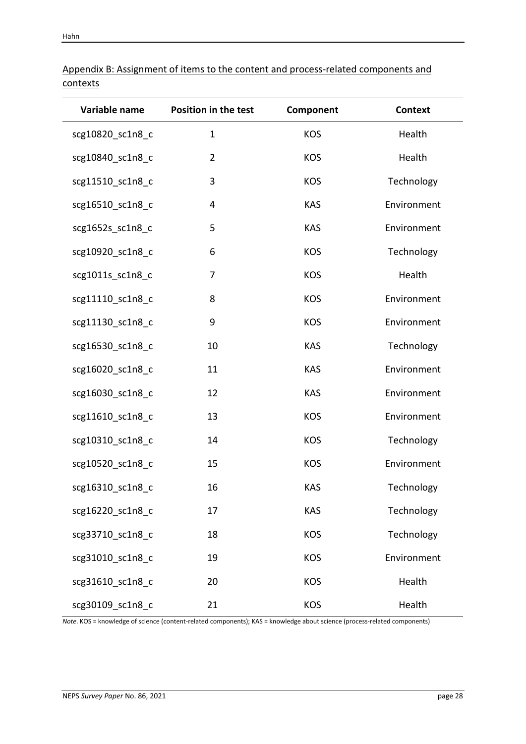Appendix B: Assignment of items to the content and process-related components and contexts

| Variable name | Position in the test | Component | Context |
|---|---|---|---|
| scg10820_sc1n8_c | 1 | KOS | Health |
| scg10840_sc1n8_c | 2 | KOS | Health |
| scg11510_sc1n8_c | 3 | KOS | Technology |
| scg16510_sc1n8_c | 4 | KAS | Environment |
| scg1652s_sc1n8_c | 5 | KAS | Environment |
| scg10920_sc1n8_c | 6 | KOS | Technology |
| scg1011s_sc1n8_c | 7 | KOS | Health |
| scg11110_sc1n8_c | 8 | KOS | Environment |
| scg11130_sc1n8_c | 9 | KOS | Environment |
| scg16530_sc1n8_c | 10 | KAS | Technology |
| scg16020_sc1n8_c | 11 | KAS | Environment |
| scg16030_sc1n8_c | 12 | KAS | Environment |
| scg11610_sc1n8_c | 13 | KOS | Environment |
| scg10310_sc1n8_c | 14 | KOS | Technology |
| scg10520_sc1n8_c | 15 | KOS | Environment |
| scg16310_sc1n8_c | 16 | KAS | Technology |
| scg16220_sc1n8_c | 17 | KAS | Technology |
| scg33710_sc1n8_c | 18 | KOS | Technology |
| scg31010_sc1n8_c | 19 | KOS | Environment |
| scg31610_sc1n8_c | 20 | KOS | Health |
| scg30109_sc1n8_c | 21 | KOS | Health |

*Note*. KOS = knowledge of science (content-related components); KAS = knowledge about science (process-related components)